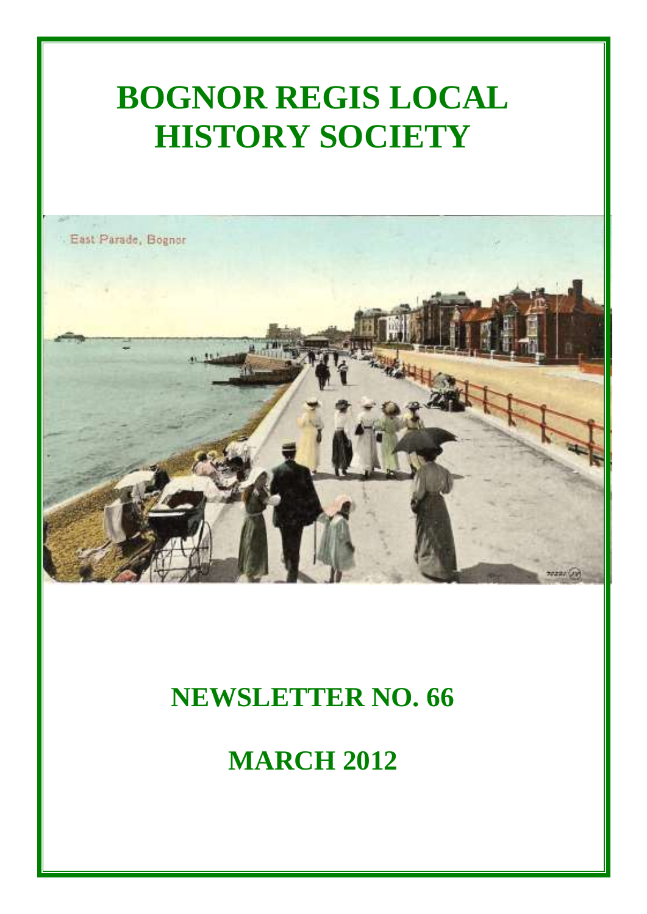# BOGNOR REGIS LOCAL HISTORY SOCIETY

# NEWSLETTER NO. 66

# MARCH 2012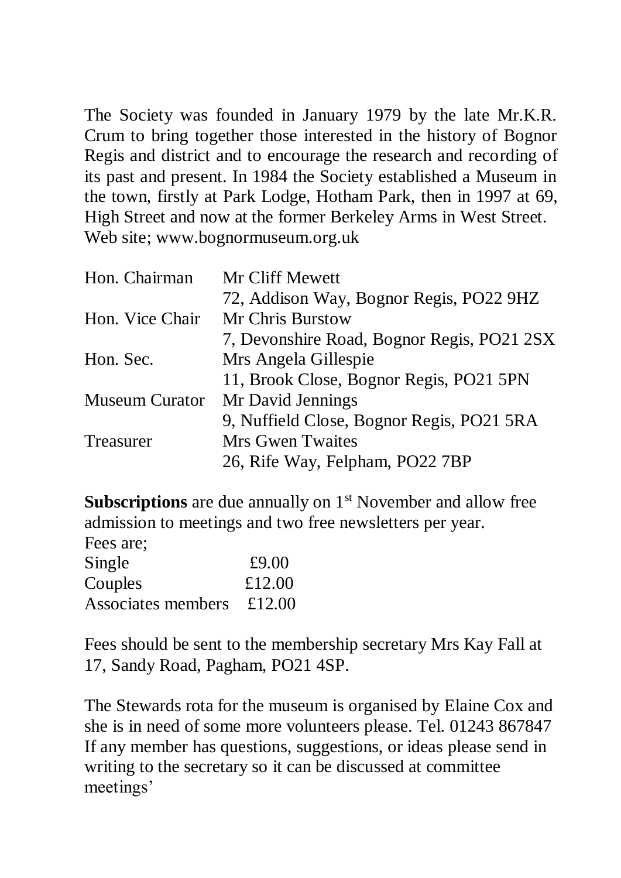The Society was founded in January 1979 by the late Mr.K.R. Crum to bring together those interested in the history of Bognor Regis and district and to encourage the research and recording of its past and present. In 1984 the Society established a Museum in the town, firstly at Park Lodge, Hotham Park, then in 1997 at 69, High Street and now at the former Berkeley Arms in West Street. Web site; www.bognormuseum.org.uk

| | |
|---|---|
| Hon. Chairman | Mr Cliff Mewett<br>72, Addison Way, Bognor Regis, PO22 9HZ |
| Hon. Vice Chair | Mr Chris Burstow<br>7, Devonshire Road, Bognor Regis, PO21 2SX |
| Hon. Sec. | Mrs Angela Gillespie<br>11, Brook Close, Bognor Regis, PO21 5PN |
| Museum Curator | Mr David Jennings<br>9, Nuffield Close, Bognor Regis, PO21 5RA |
| Treasurer | Mrs Gwen Twaites<br>26, Rife Way, Felpham, PO22 7BP |

**Subscriptions** are due annually on 1st November and allow free admission to meetings and two free newsletters per year.

Fees are;

| | |
|---|---|
| Single | £9.00 |
| Couples | £12.00 |
| Associates members | £12.00 |

Fees should be sent to the membership secretary Mrs Kay Fall at 17, Sandy Road, Pagham, PO21 4SP.

The Stewards rota for the museum is organised by Elaine Cox and she is in need of some more volunteers please. Tel. 01243 867847 If any member has questions, suggestions, or ideas please send in writing to the secretary so it can be discussed at committee meetings'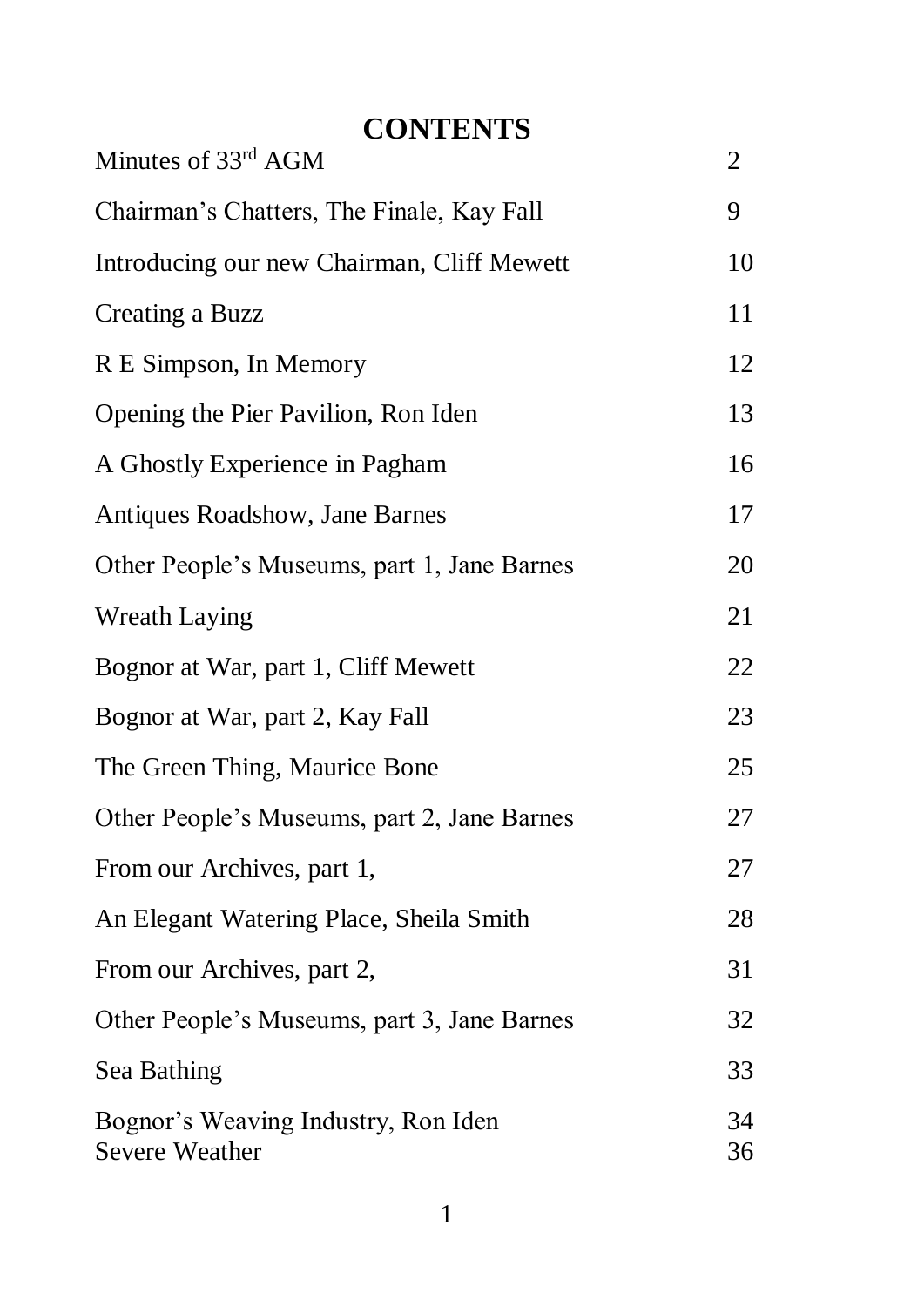# CONTENTS

| | |
|---|---|
| Minutes of 33rd AGM | 2 |
| Chairman's Chatters, The Finale, Kay Fall | 9 |
| Introducing our new Chairman, Cliff Mewett | 10 |
| Creating a Buzz | 11 |
| R E Simpson, In Memory | 12 |
| Opening the Pier Pavilion, Ron Iden | 13 |
| A Ghostly Experience in Pagham | 16 |
| Antiques Roadshow, Jane Barnes | 17 |
| Other People's Museums, part 1, Jane Barnes | 20 |
| Wreath Laying | 21 |
| Bognor at War, part 1, Cliff Mewett | 22 |
| Bognor at War, part 2, Kay Fall | 23 |
| The Green Thing, Maurice Bone | 25 |
| Other People's Museums, part 2, Jane Barnes | 27 |
| From our Archives, part 1, | 27 |
| An Elegant Watering Place, Sheila Smith | 28 |
| From our Archives, part 2, | 31 |
| Other People's Museums, part 3, Jane Barnes | 32 |
| Sea Bathing | 33 |
| Bognor's Weaving Industry, Ron Iden | 34 |
| Severe Weather | 36 |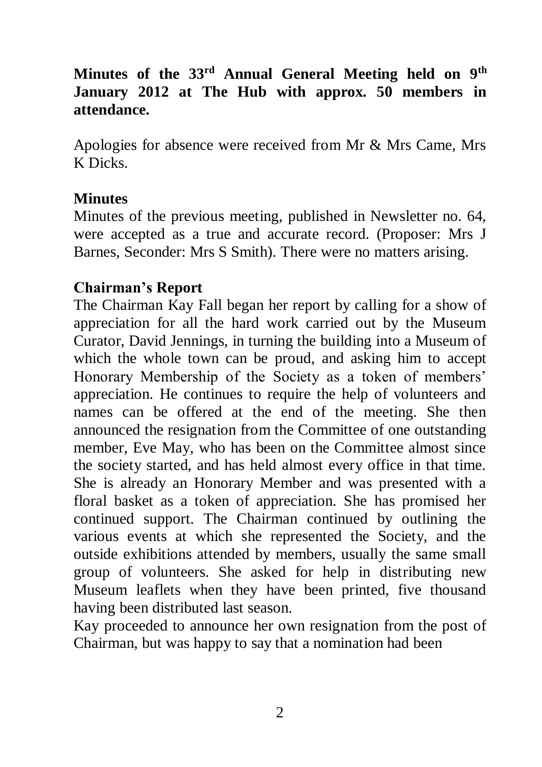**Minutes of the 33rd Annual General Meeting held on 9th January 2012 at The Hub with approx. 50 members in attendance.**

Apologies for absence were received from Mr & Mrs Came, Mrs K Dicks.

### Minutes

Minutes of the previous meeting, published in Newsletter no. 64, were accepted as a true and accurate record. (Proposer: Mrs J Barnes, Seconder: Mrs S Smith). There were no matters arising.

### Chairman's Report

The Chairman Kay Fall began her report by calling for a show of appreciation for all the hard work carried out by the Museum Curator, David Jennings, in turning the building into a Museum of which the whole town can be proud, and asking him to accept Honorary Membership of the Society as a token of members' appreciation. He continues to require the help of volunteers and names can be offered at the end of the meeting. She then announced the resignation from the Committee of one outstanding member, Eve May, who has been on the Committee almost since the society started, and has held almost every office in that time. She is already an Honorary Member and was presented with a floral basket as a token of appreciation. She has promised her continued support. The Chairman continued by outlining the various events at which she represented the Society, and the outside exhibitions attended by members, usually the same small group of volunteers. She asked for help in distributing new Museum leaflets when they have been printed, five thousand having been distributed last season.

Kay proceeded to announce her own resignation from the post of Chairman, but was happy to say that a nomination had been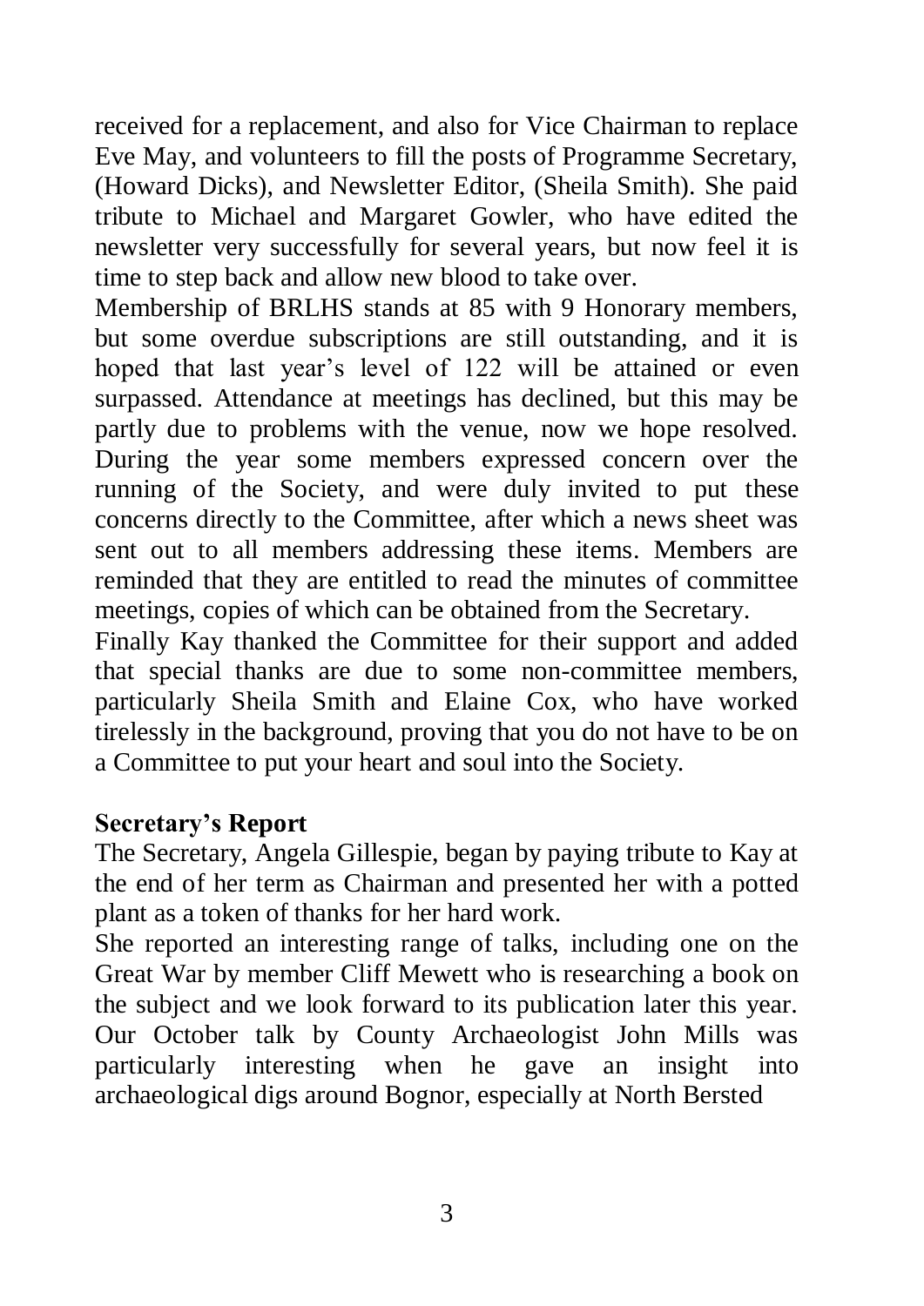received for a replacement, and also for Vice Chairman to replace Eve May, and volunteers to fill the posts of Programme Secretary, (Howard Dicks), and Newsletter Editor, (Sheila Smith). She paid tribute to Michael and Margaret Gowler, who have edited the newsletter very successfully for several years, but now feel it is time to step back and allow new blood to take over.

Membership of BRLHS stands at 85 with 9 Honorary members, but some overdue subscriptions are still outstanding, and it is hoped that last year's level of 122 will be attained or even surpassed. Attendance at meetings has declined, but this may be partly due to problems with the venue, now we hope resolved. During the year some members expressed concern over the running of the Society, and were duly invited to put these concerns directly to the Committee, after which a news sheet was sent out to all members addressing these items. Members are reminded that they are entitled to read the minutes of committee meetings, copies of which can be obtained from the Secretary.

Finally Kay thanked the Committee for their support and added that special thanks are due to some non-committee members, particularly Sheila Smith and Elaine Cox, who have worked tirelessly in the background, proving that you do not have to be on a Committee to put your heart and soul into the Society.

**Secretary's Report**

The Secretary, Angela Gillespie, began by paying tribute to Kay at the end of her term as Chairman and presented her with a potted plant as a token of thanks for her hard work.

She reported an interesting range of talks, including one on the Great War by member Cliff Mewett who is researching a book on the subject and we look forward to its publication later this year. Our October talk by County Archaeologist John Mills was particularly interesting when he gave an insight into archaeological digs around Bognor, especially at North Bersted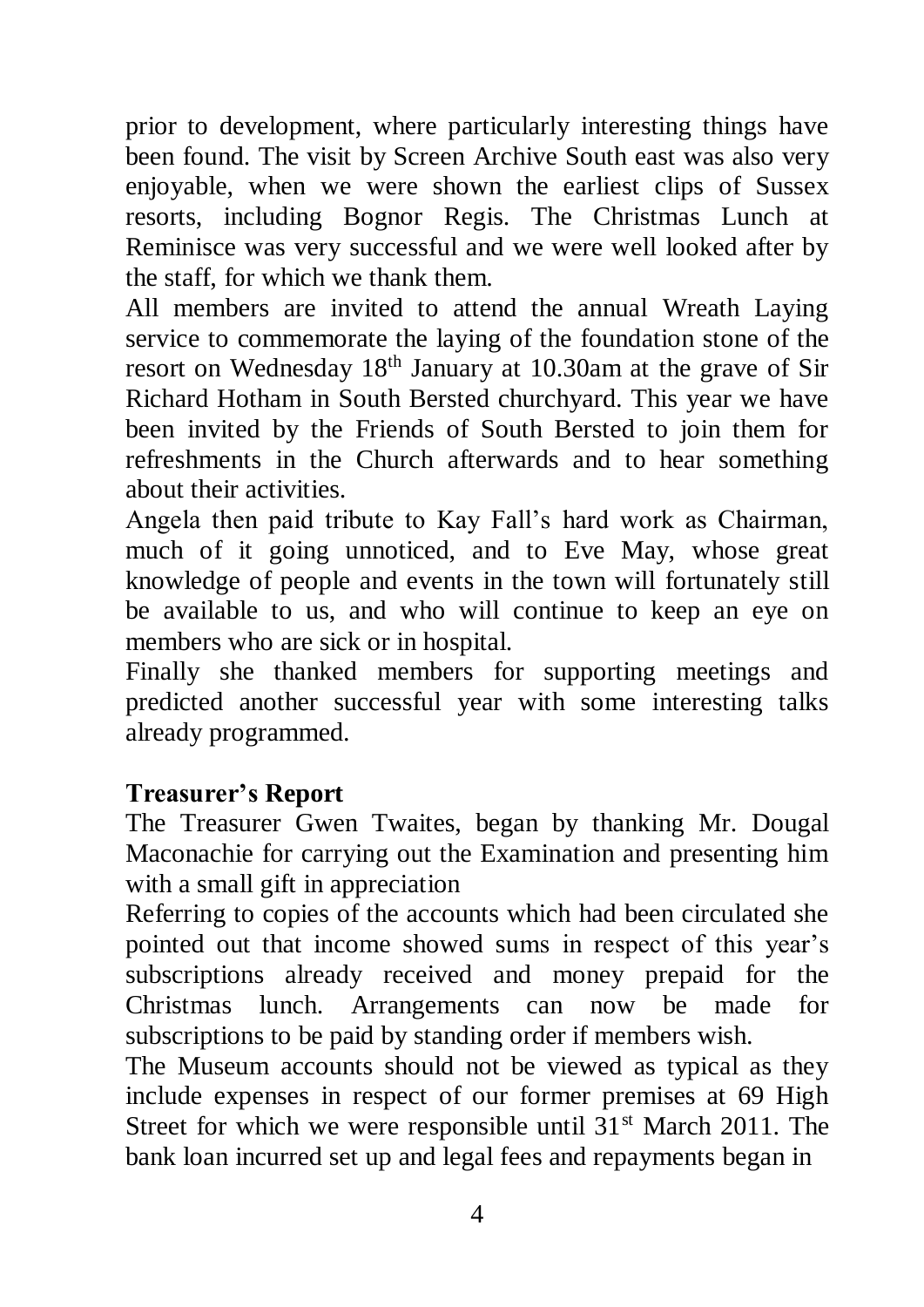prior to development, where particularly interesting things have been found. The visit by Screen Archive South east was also very enjoyable, when we were shown the earliest clips of Sussex resorts, including Bognor Regis. The Christmas Lunch at Reminisce was very successful and we were well looked after by the staff, for which we thank them.

All members are invited to attend the annual Wreath Laying service to commemorate the laying of the foundation stone of the resort on Wednesday 18th January at 10.30am at the grave of Sir Richard Hotham in South Bersted churchyard. This year we have been invited by the Friends of South Bersted to join them for refreshments in the Church afterwards and to hear something about their activities.

Angela then paid tribute to Kay Fall's hard work as Chairman, much of it going unnoticed, and to Eve May, whose great knowledge of people and events in the town will fortunately still be available to us, and who will continue to keep an eye on members who are sick or in hospital.

Finally she thanked members for supporting meetings and predicted another successful year with some interesting talks already programmed.

**Treasurer's Report**

The Treasurer Gwen Twaites, began by thanking Mr. Dougal Maconachie for carrying out the Examination and presenting him with a small gift in appreciation

Referring to copies of the accounts which had been circulated she pointed out that income showed sums in respect of this year's subscriptions already received and money prepaid for the Christmas lunch. Arrangements can now be made for subscriptions to be paid by standing order if members wish.

The Museum accounts should not be viewed as typical as they include expenses in respect of our former premises at 69 High Street for which we were responsible until 31st March 2011. The bank loan incurred set up and legal fees and repayments began in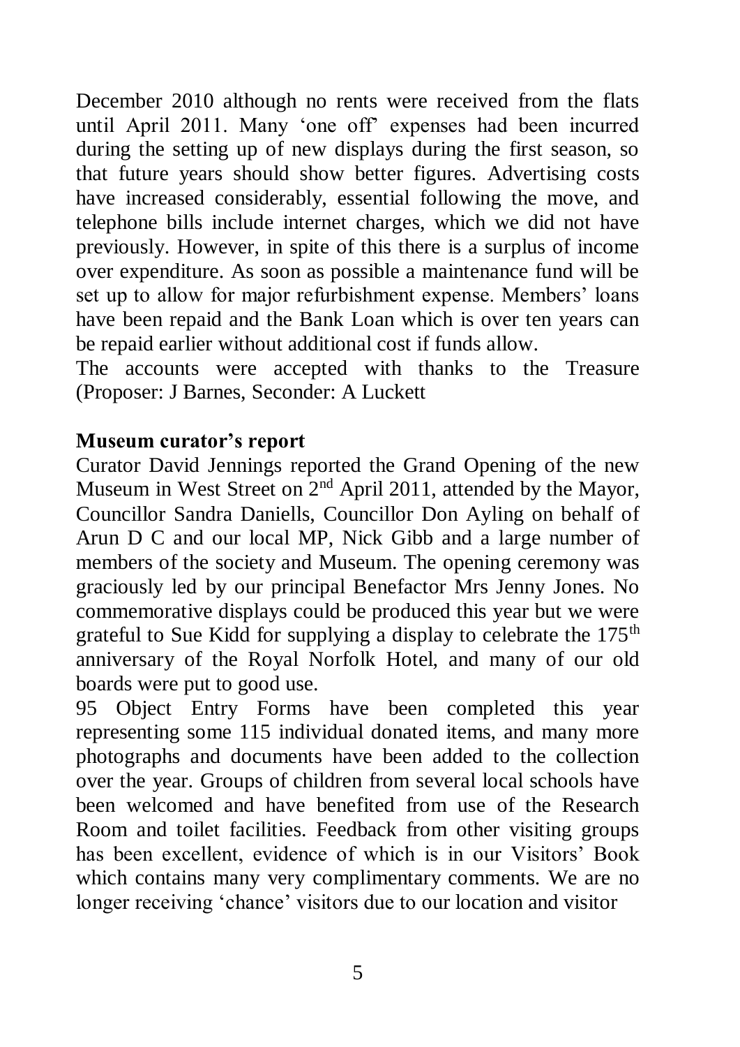December 2010 although no rents were received from the flats until April 2011. Many 'one off' expenses had been incurred during the setting up of new displays during the first season, so that future years should show better figures. Advertising costs have increased considerably, essential following the move, and telephone bills include internet charges, which we did not have previously. However, in spite of this there is a surplus of income over expenditure. As soon as possible a maintenance fund will be set up to allow for major refurbishment expense. Members' loans have been repaid and the Bank Loan which is over ten years can be repaid earlier without additional cost if funds allow.

The accounts were accepted with thanks to the Treasure (Proposer: J Barnes, Seconder: A Luckett

**Museum curator's report**

Curator David Jennings reported the Grand Opening of the new Museum in West Street on 2nd April 2011, attended by the Mayor, Councillor Sandra Daniells, Councillor Don Ayling on behalf of Arun D C and our local MP, Nick Gibb and a large number of members of the society and Museum. The opening ceremony was graciously led by our principal Benefactor Mrs Jenny Jones. No commemorative displays could be produced this year but we were grateful to Sue Kidd for supplying a display to celebrate the 175th anniversary of the Royal Norfolk Hotel, and many of our old boards were put to good use.

95 Object Entry Forms have been completed this year representing some 115 individual donated items, and many more photographs and documents have been added to the collection over the year. Groups of children from several local schools have been welcomed and have benefited from use of the Research Room and toilet facilities. Feedback from other visiting groups has been excellent, evidence of which is in our Visitors' Book which contains many very complimentary comments. We are no longer receiving 'chance' visitors due to our location and visitor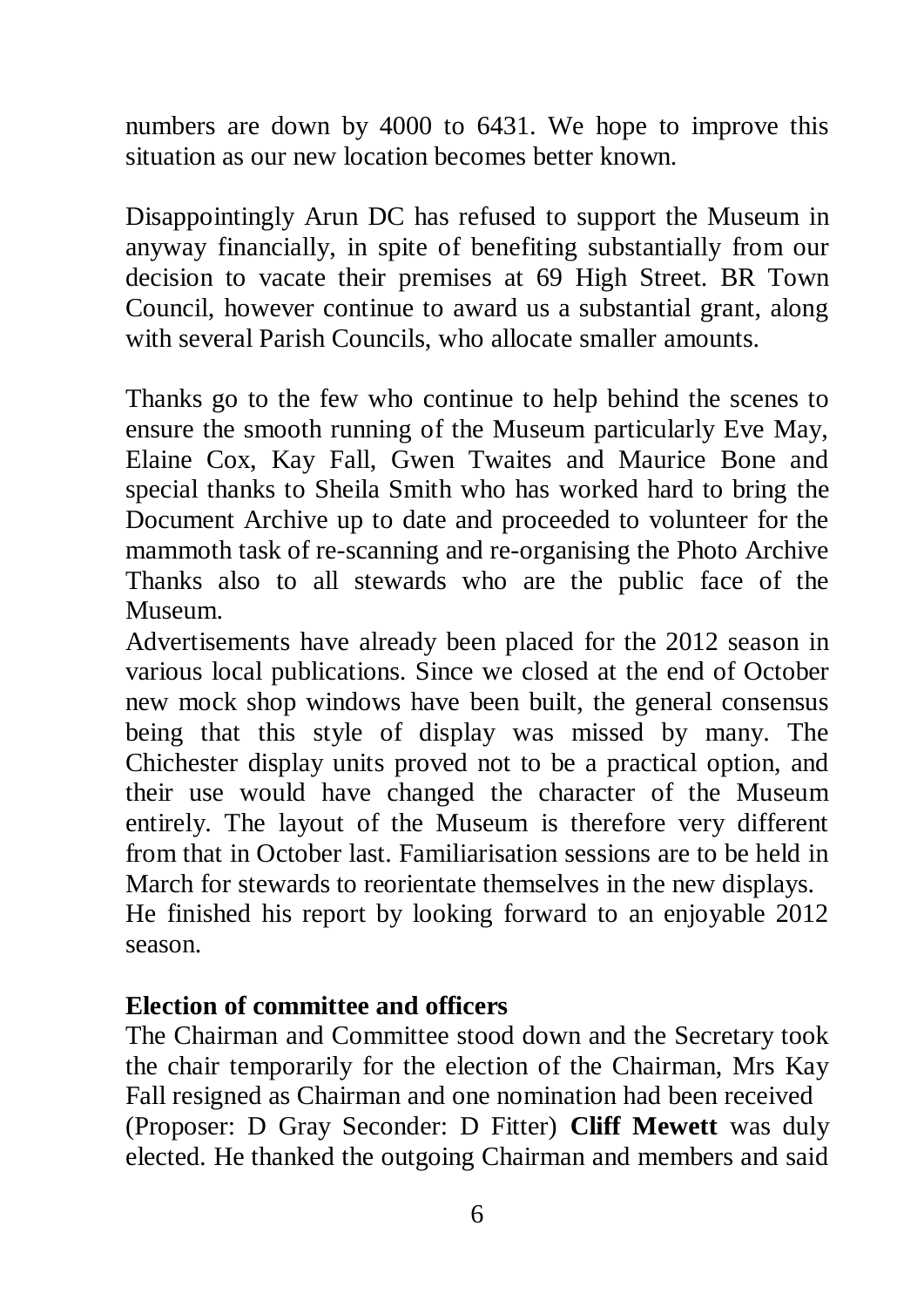numbers are down by 4000 to 6431. We hope to improve this situation as our new location becomes better known.

Disappointingly Arun DC has refused to support the Museum in anyway financially, in spite of benefiting substantially from our decision to vacate their premises at 69 High Street. BR Town Council, however continue to award us a substantial grant, along with several Parish Councils, who allocate smaller amounts.

Thanks go to the few who continue to help behind the scenes to ensure the smooth running of the Museum particularly Eve May, Elaine Cox, Kay Fall, Gwen Twaites and Maurice Bone and special thanks to Sheila Smith who has worked hard to bring the Document Archive up to date and proceeded to volunteer for the mammoth task of re-scanning and re-organising the Photo Archive Thanks also to all stewards who are the public face of the Museum.

Advertisements have already been placed for the 2012 season in various local publications. Since we closed at the end of October new mock shop windows have been built, the general consensus being that this style of display was missed by many. The Chichester display units proved not to be a practical option, and their use would have changed the character of the Museum entirely. The layout of the Museum is therefore very different from that in October last. Familiarisation sessions are to be held in March for stewards to reorientate themselves in the new displays.

He finished his report by looking forward to an enjoyable 2012 season.

**Election of committee and officers**

The Chairman and Committee stood down and the Secretary took the chair temporarily for the election of the Chairman, Mrs Kay Fall resigned as Chairman and one nomination had been received (Proposer: D Gray Seconder: D Fitter) **Cliff Mewett** was duly elected. He thanked the outgoing Chairman and members and said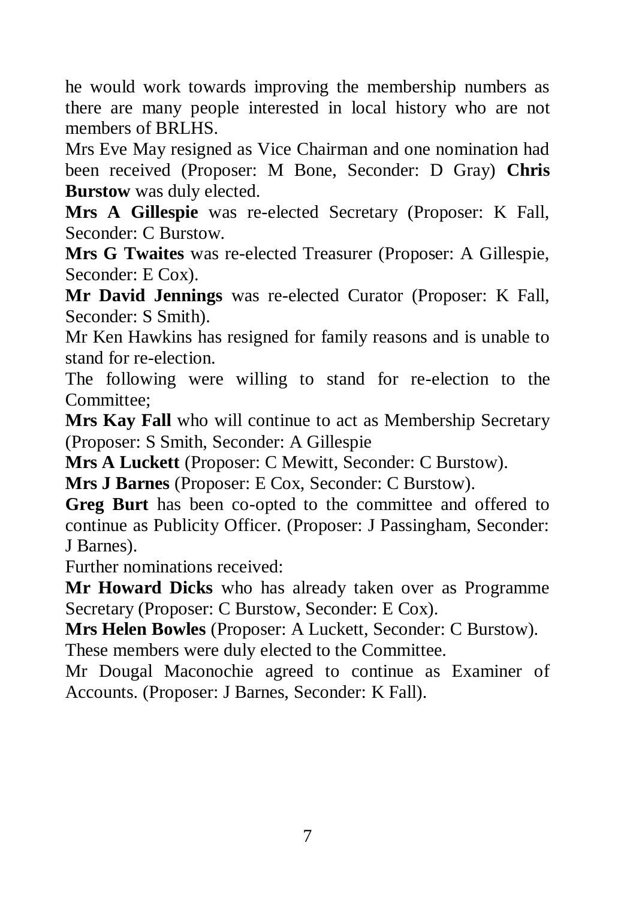he would work towards improving the membership numbers as there are many people interested in local history who are not members of BRLHS.

Mrs Eve May resigned as Vice Chairman and one nomination had been received (Proposer: M Bone, Seconder: D Gray) **Chris Burstow** was duly elected.

**Mrs A Gillespie** was re-elected Secretary (Proposer: K Fall, Seconder: C Burstow.

**Mrs G Twaites** was re-elected Treasurer (Proposer: A Gillespie, Seconder: E Cox).

**Mr David Jennings** was re-elected Curator (Proposer: K Fall, Seconder: S Smith).

Mr Ken Hawkins has resigned for family reasons and is unable to stand for re-election.

The following were willing to stand for re-election to the Committee;

**Mrs Kay Fall** who will continue to act as Membership Secretary (Proposer: S Smith, Seconder: A Gillespie

**Mrs A Luckett** (Proposer: C Mewitt, Seconder: C Burstow).

**Mrs J Barnes** (Proposer: E Cox, Seconder: C Burstow).

**Greg Burt** has been co-opted to the committee and offered to continue as Publicity Officer. (Proposer: J Passingham, Seconder: J Barnes).

Further nominations received:

**Mr Howard Dicks** who has already taken over as Programme Secretary (Proposer: C Burstow, Seconder: E Cox).

**Mrs Helen Bowles** (Proposer: A Luckett, Seconder: C Burstow).

These members were duly elected to the Committee.

Mr Dougal Maconochie agreed to continue as Examiner of Accounts. (Proposer: J Barnes, Seconder: K Fall).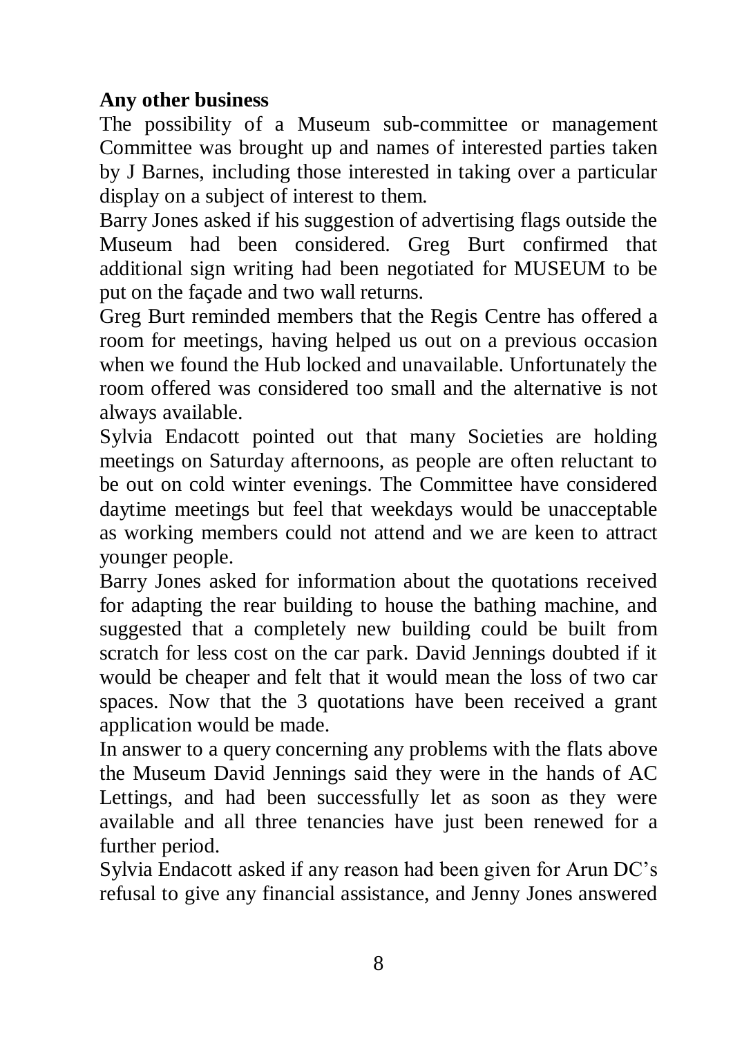**Any other business**

The possibility of a Museum sub-committee or management Committee was brought up and names of interested parties taken by J Barnes, including those interested in taking over a particular display on a subject of interest to them.

Barry Jones asked if his suggestion of advertising flags outside the Museum had been considered. Greg Burt confirmed that additional sign writing had been negotiated for MUSEUM to be put on the façade and two wall returns.

Greg Burt reminded members that the Regis Centre has offered a room for meetings, having helped us out on a previous occasion when we found the Hub locked and unavailable. Unfortunately the room offered was considered too small and the alternative is not always available.

Sylvia Endacott pointed out that many Societies are holding meetings on Saturday afternoons, as people are often reluctant to be out on cold winter evenings. The Committee have considered daytime meetings but feel that weekdays would be unacceptable as working members could not attend and we are keen to attract younger people.

Barry Jones asked for information about the quotations received for adapting the rear building to house the bathing machine, and suggested that a completely new building could be built from scratch for less cost on the car park. David Jennings doubted if it would be cheaper and felt that it would mean the loss of two car spaces. Now that the 3 quotations have been received a grant application would be made.

In answer to a query concerning any problems with the flats above the Museum David Jennings said they were in the hands of AC Lettings, and had been successfully let as soon as they were available and all three tenancies have just been renewed for a further period.

Sylvia Endacott asked if any reason had been given for Arun DC's refusal to give any financial assistance, and Jenny Jones answered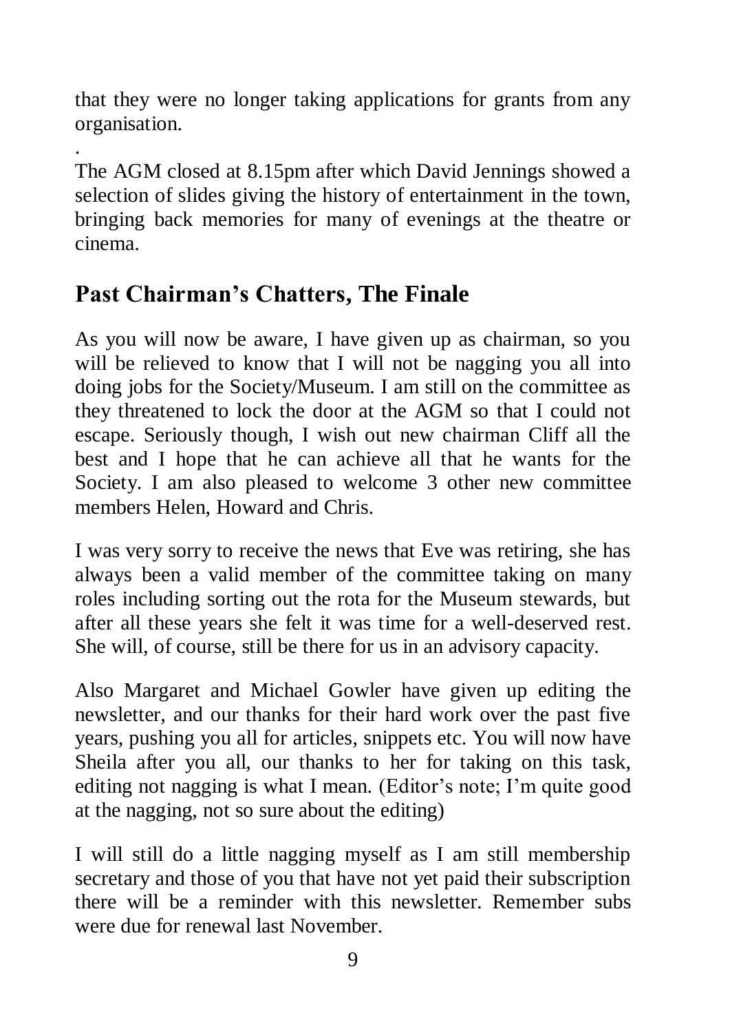that they were no longer taking applications for grants from any organisation.

.
The AGM closed at 8.15pm after which David Jennings showed a selection of slides giving the history of entertainment in the town, bringing back memories for many of evenings at the theatre or cinema.

## Past Chairman's Chatters, The Finale

As you will now be aware, I have given up as chairman, so you will be relieved to know that I will not be nagging you all into doing jobs for the Society/Museum. I am still on the committee as they threatened to lock the door at the AGM so that I could not escape. Seriously though, I wish out new chairman Cliff all the best and I hope that he can achieve all that he wants for the Society. I am also pleased to welcome 3 other new committee members Helen, Howard and Chris.

I was very sorry to receive the news that Eve was retiring, she has always been a valid member of the committee taking on many roles including sorting out the rota for the Museum stewards, but after all these years she felt it was time for a well-deserved rest. She will, of course, still be there for us in an advisory capacity.

Also Margaret and Michael Gowler have given up editing the newsletter, and our thanks for their hard work over the past five years, pushing you all for articles, snippets etc. You will now have Sheila after you all, our thanks to her for taking on this task, editing not nagging is what I mean. (Editor's note; I'm quite good at the nagging, not so sure about the editing)

I will still do a little nagging myself as I am still membership secretary and those of you that have not yet paid their subscription there will be a reminder with this newsletter. Remember subs were due for renewal last November.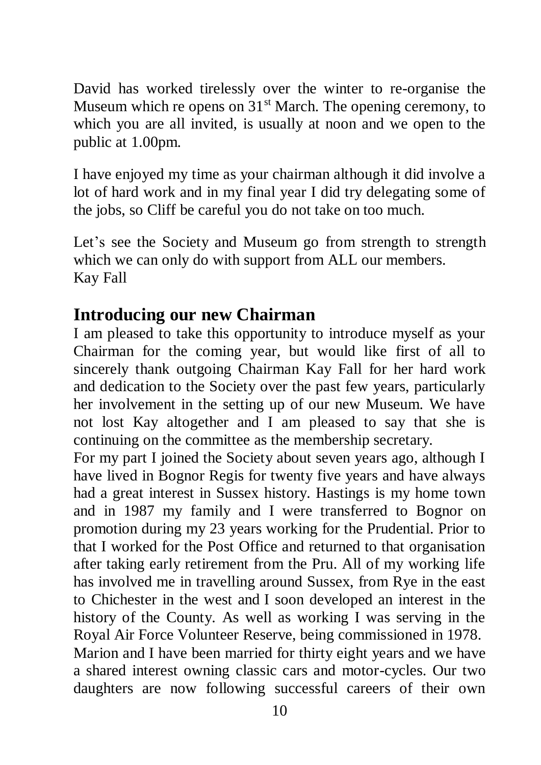David has worked tirelessly over the winter to re-organise the Museum which re opens on 31st March. The opening ceremony, to which you are all invited, is usually at noon and we open to the public at 1.00pm.

I have enjoyed my time as your chairman although it did involve a lot of hard work and in my final year I did try delegating some of the jobs, so Cliff be careful you do not take on too much.

Let's see the Society and Museum go from strength to strength which we can only do with support from ALL our members.
Kay Fall

## Introducing our new Chairman

I am pleased to take this opportunity to introduce myself as your Chairman for the coming year, but would like first of all to sincerely thank outgoing Chairman Kay Fall for her hard work and dedication to the Society over the past few years, particularly her involvement in the setting up of our new Museum. We have not lost Kay altogether and I am pleased to say that she is continuing on the committee as the membership secretary.

For my part I joined the Society about seven years ago, although I have lived in Bognor Regis for twenty five years and have always had a great interest in Sussex history. Hastings is my home town and in 1987 my family and I were transferred to Bognor on promotion during my 23 years working for the Prudential. Prior to that I worked for the Post Office and returned to that organisation after taking early retirement from the Pru. All of my working life has involved me in travelling around Sussex, from Rye in the east to Chichester in the west and I soon developed an interest in the history of the County. As well as working I was serving in the Royal Air Force Volunteer Reserve, being commissioned in 1978.

Marion and I have been married for thirty eight years and we have a shared interest owning classic cars and motor-cycles. Our two daughters are now following successful careers of their own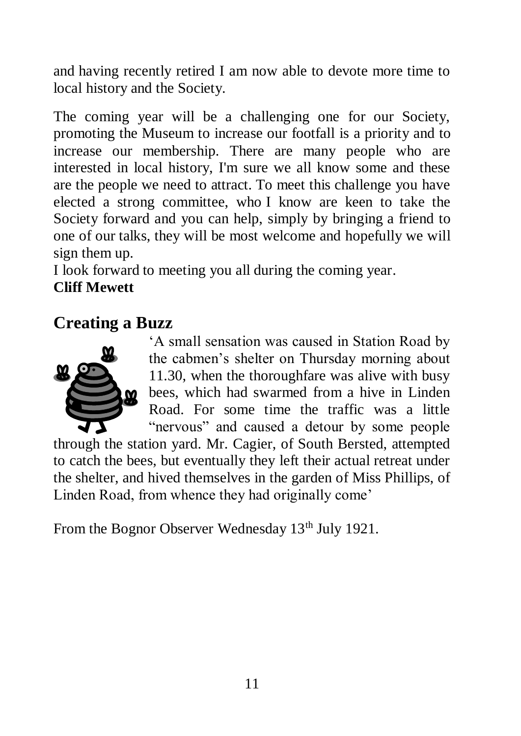and having recently retired I am now able to devote more time to local history and the Society.

The coming year will be a challenging one for our Society, promoting the Museum to increase our footfall is a priority and to increase our membership. There are many people who are interested in local history, I'm sure we all know some and these are the people we need to attract. To meet this challenge you have elected a strong committee, who I know are keen to take the Society forward and you can help, simply by bringing a friend to one of our talks, they will be most welcome and hopefully we will sign them up.

I look forward to meeting you all during the coming year.

**Cliff Mewett**

## Creating a Buzz

'A small sensation was caused in Station Road by the cabmen's shelter on Thursday morning about 11.30, when the thoroughfare was alive with busy bees, which had swarmed from a hive in Linden Road. For some time the traffic was a little "nervous" and caused a detour by some people through the station yard. Mr. Cagier, of South Bersted, attempted to catch the bees, but eventually they left their actual retreat under the shelter, and hived themselves in the garden of Miss Phillips, of Linden Road, from whence they had originally come'

From the Bognor Observer Wednesday 13th July 1921.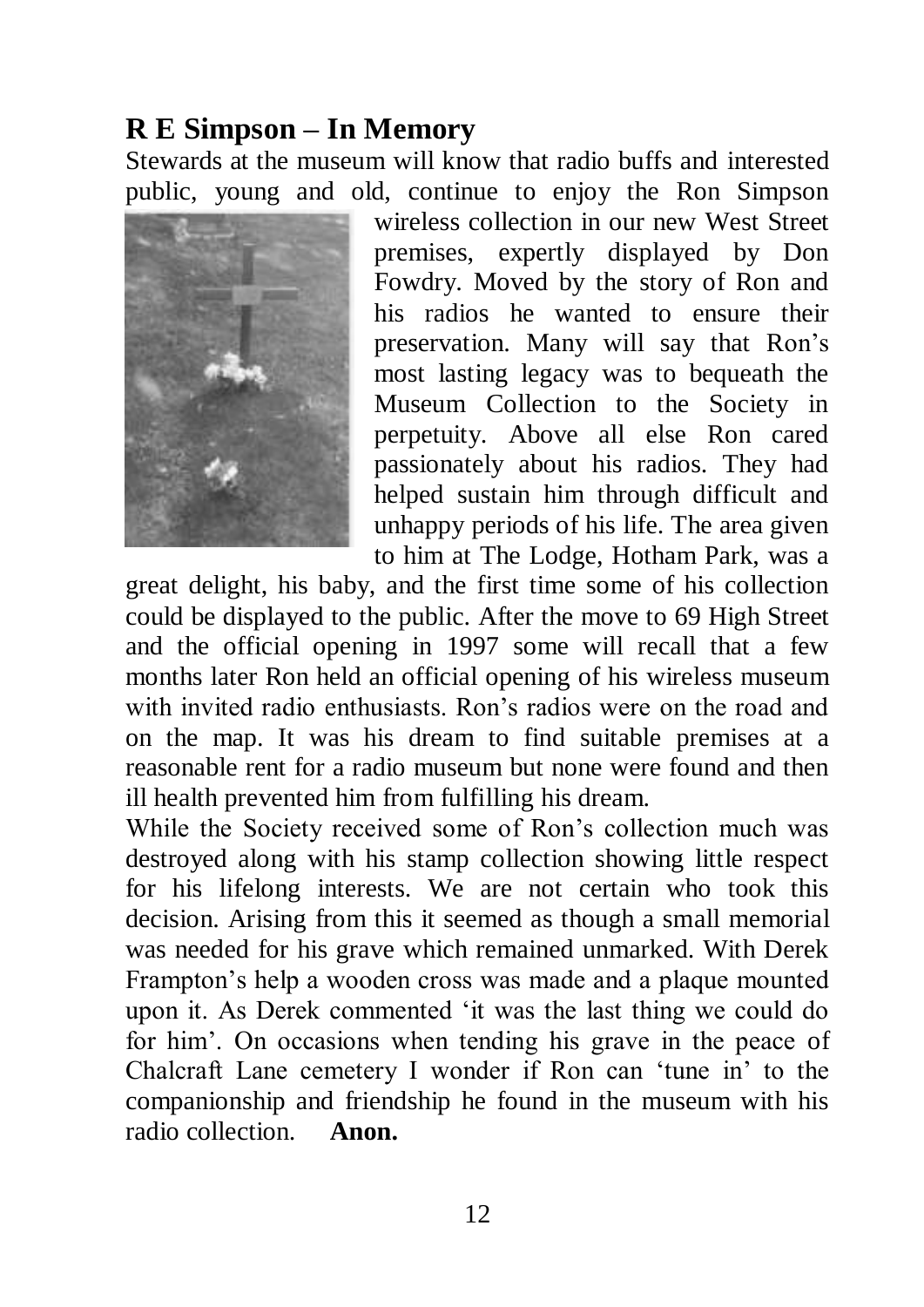## R E Simpson – In Memory

Stewards at the museum will know that radio buffs and interested public, young and old, continue to enjoy the Ron Simpson wireless collection in our new West Street premises, expertly displayed by Don Fowdry. Moved by the story of Ron and his radios he wanted to ensure their preservation. Many will say that Ron's most lasting legacy was to bequeath the Museum Collection to the Society in perpetuity. Above all else Ron cared passionately about his radios. They had helped sustain him through difficult and unhappy periods of his life. The area given to him at The Lodge, Hotham Park, was a great delight, his baby, and the first time some of his collection could be displayed to the public. After the move to 69 High Street and the official opening in 1997 some will recall that a few months later Ron held an official opening of his wireless museum with invited radio enthusiasts. Ron's radios were on the road and on the map. It was his dream to find suitable premises at a reasonable rent for a radio museum but none were found and then ill health prevented him from fulfilling his dream.

While the Society received some of Ron's collection much was destroyed along with his stamp collection showing little respect for his lifelong interests. We are not certain who took this decision. Arising from this it seemed as though a small memorial was needed for his grave which remained unmarked. With Derek Frampton's help a wooden cross was made and a plaque mounted upon it. As Derek commented 'it was the last thing we could do for him'. On occasions when tending his grave in the peace of Chalcraft Lane cemetery I wonder if Ron can 'tune in' to the companionship and friendship he found in the museum with his radio collection. **Anon.**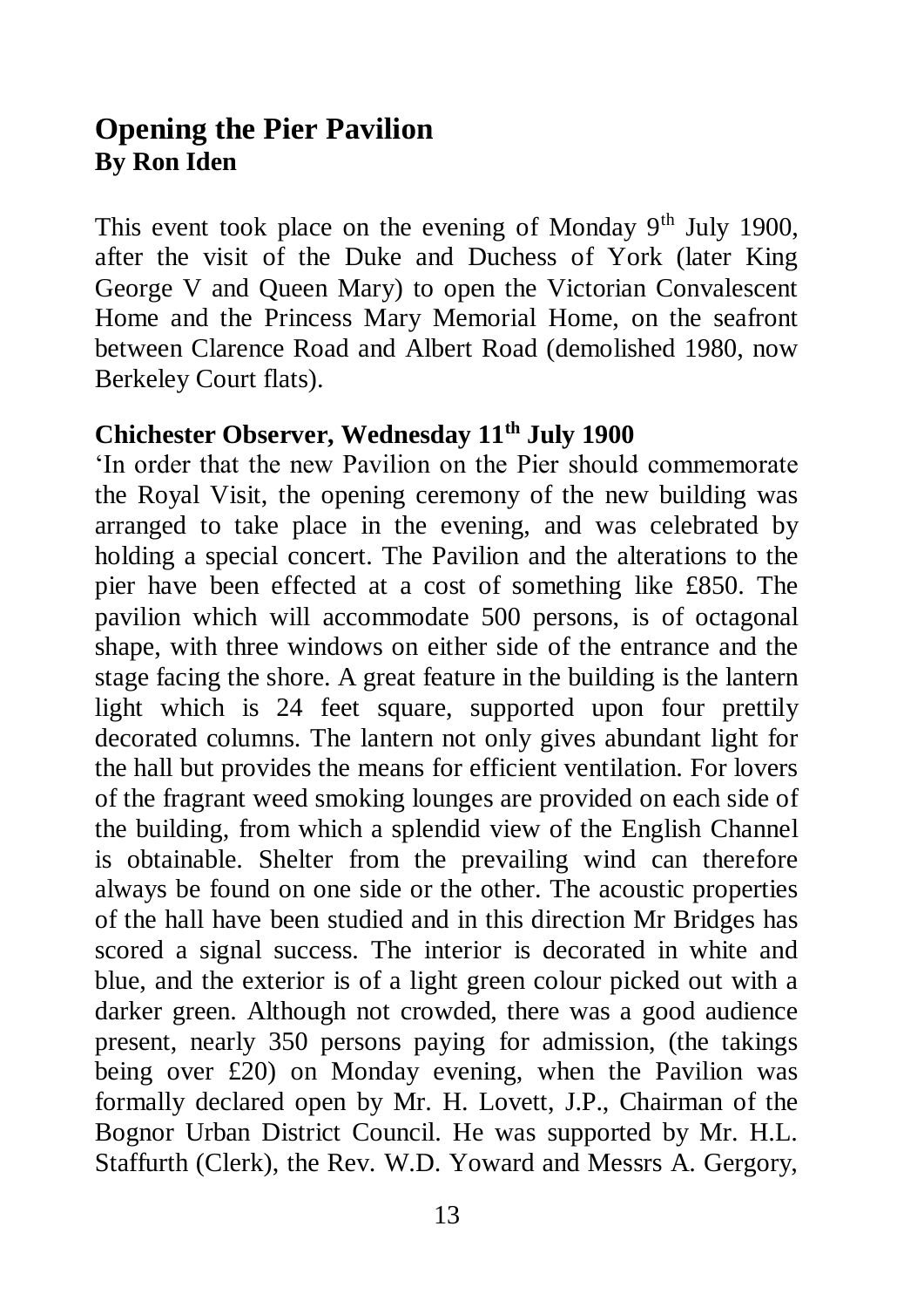## Opening the Pier Pavilion
**By Ron Iden**

This event took place on the evening of Monday 9th July 1900, after the visit of the Duke and Duchess of York (later King George V and Queen Mary) to open the Victorian Convalescent Home and the Princess Mary Memorial Home, on the seafront between Clarence Road and Albert Road (demolished 1980, now Berkeley Court flats).

### Chichester Observer, Wednesday 11th July 1900

'In order that the new Pavilion on the Pier should commemorate the Royal Visit, the opening ceremony of the new building was arranged to take place in the evening, and was celebrated by holding a special concert. The Pavilion and the alterations to the pier have been effected at a cost of something like £850. The pavilion which will accommodate 500 persons, is of octagonal shape, with three windows on either side of the entrance and the stage facing the shore. A great feature in the building is the lantern light which is 24 feet square, supported upon four prettily decorated columns. The lantern not only gives abundant light for the hall but provides the means for efficient ventilation. For lovers of the fragrant weed smoking lounges are provided on each side of the building, from which a splendid view of the English Channel is obtainable. Shelter from the prevailing wind can therefore always be found on one side or the other. The acoustic properties of the hall have been studied and in this direction Mr Bridges has scored a signal success. The interior is decorated in white and blue, and the exterior is of a light green colour picked out with a darker green. Although not crowded, there was a good audience present, nearly 350 persons paying for admission, (the takings being over £20) on Monday evening, when the Pavilion was formally declared open by Mr. H. Lovett, J.P., Chairman of the Bognor Urban District Council. He was supported by Mr. H.L. Staffurth (Clerk), the Rev. W.D. Yoward and Messrs A. Gergory,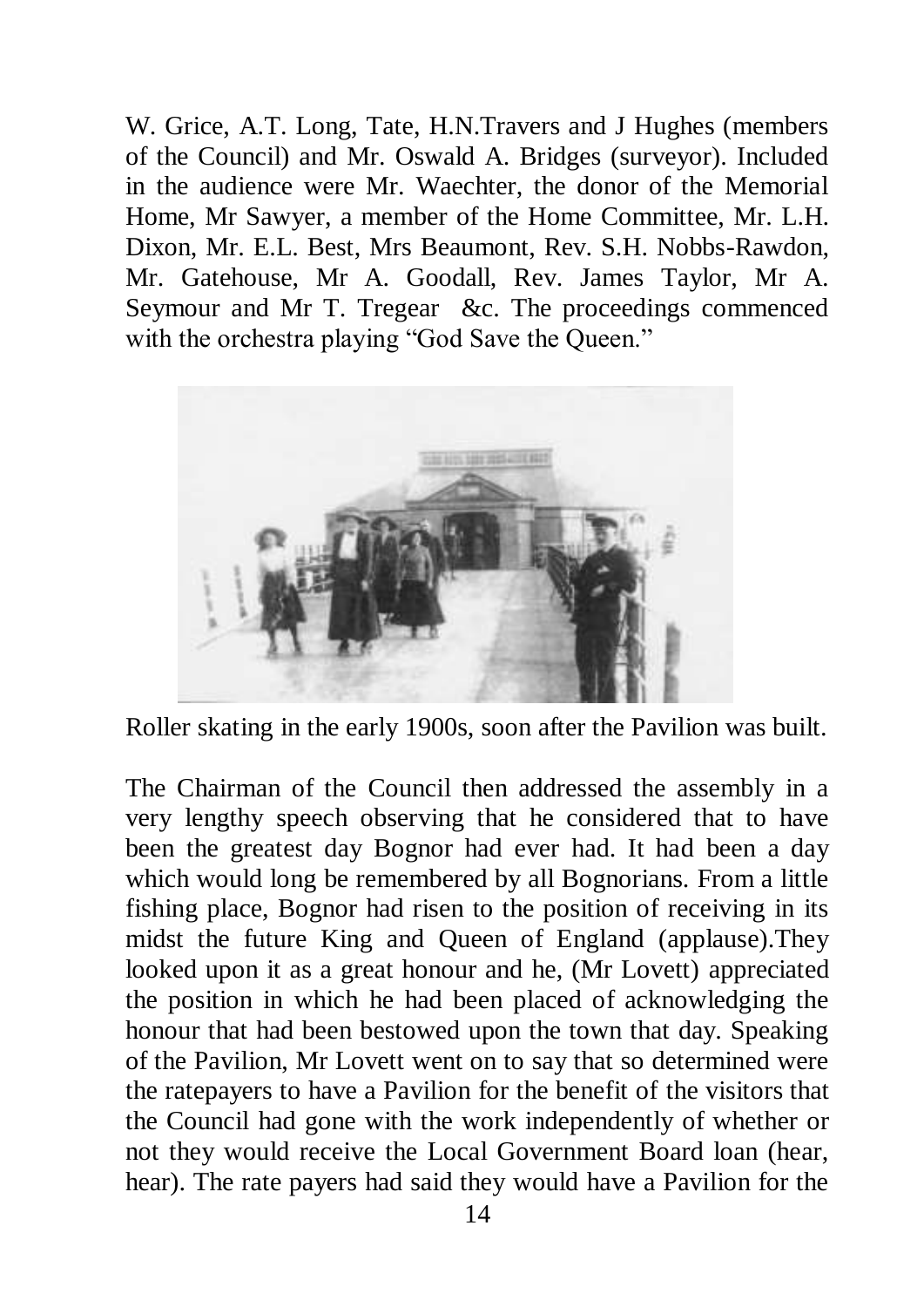W. Grice, A.T. Long, Tate, H.N.Travers and J Hughes (members of the Council) and Mr. Oswald A. Bridges (surveyor). Included in the audience were Mr. Waechter, the donor of the Memorial Home, Mr Sawyer, a member of the Home Committee, Mr. L.H. Dixon, Mr. E.L. Best, Mrs Beaumont, Rev. S.H. Nobbs-Rawdon, Mr. Gatehouse, Mr A. Goodall, Rev. James Taylor, Mr A. Seymour and Mr T. Tregear &c. The proceedings commenced with the orchestra playing "God Save the Queen."

Roller skating in the early 1900s, soon after the Pavilion was built.

The Chairman of the Council then addressed the assembly in a very lengthy speech observing that he considered that to have been the greatest day Bognor had ever had. It had been a day which would long be remembered by all Bognorians. From a little fishing place, Bognor had risen to the position of receiving in its midst the future King and Queen of England (applause).They looked upon it as a great honour and he, (Mr Lovett) appreciated the position in which he had been placed of acknowledging the honour that had been bestowed upon the town that day. Speaking of the Pavilion, Mr Lovett went on to say that so determined were the ratepayers to have a Pavilion for the benefit of the visitors that the Council had gone with the work independently of whether or not they would receive the Local Government Board loan (hear, hear). The rate payers had said they would have a Pavilion for the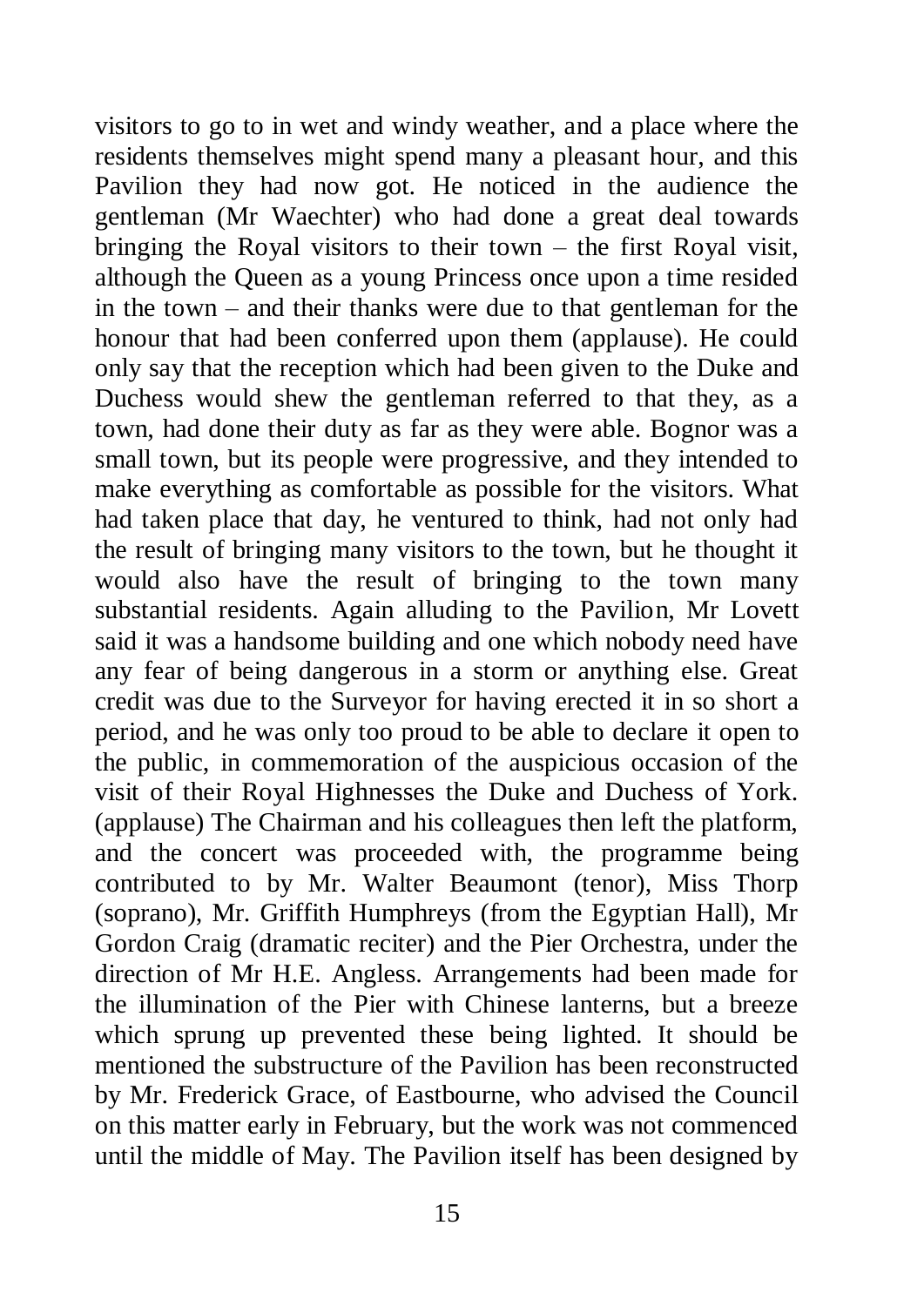visitors to go to in wet and windy weather, and a place where the residents themselves might spend many a pleasant hour, and this Pavilion they had now got. He noticed in the audience the gentleman (Mr Waechter) who had done a great deal towards bringing the Royal visitors to their town – the first Royal visit, although the Queen as a young Princess once upon a time resided in the town – and their thanks were due to that gentleman for the honour that had been conferred upon them (applause). He could only say that the reception which had been given to the Duke and Duchess would shew the gentleman referred to that they, as a town, had done their duty as far as they were able. Bognor was a small town, but its people were progressive, and they intended to make everything as comfortable as possible for the visitors. What had taken place that day, he ventured to think, had not only had the result of bringing many visitors to the town, but he thought it would also have the result of bringing to the town many substantial residents. Again alluding to the Pavilion, Mr Lovett said it was a handsome building and one which nobody need have any fear of being dangerous in a storm or anything else. Great credit was due to the Surveyor for having erected it in so short a period, and he was only too proud to be able to declare it open to the public, in commemoration of the auspicious occasion of the visit of their Royal Highnesses the Duke and Duchess of York. (applause) The Chairman and his colleagues then left the platform, and the concert was proceeded with, the programme being contributed to by Mr. Walter Beaumont (tenor), Miss Thorp (soprano), Mr. Griffith Humphreys (from the Egyptian Hall), Mr Gordon Craig (dramatic reciter) and the Pier Orchestra, under the direction of Mr H.E. Angless. Arrangements had been made for the illumination of the Pier with Chinese lanterns, but a breeze which sprung up prevented these being lighted. It should be mentioned the substructure of the Pavilion has been reconstructed by Mr. Frederick Grace, of Eastbourne, who advised the Council on this matter early in February, but the work was not commenced until the middle of May. The Pavilion itself has been designed by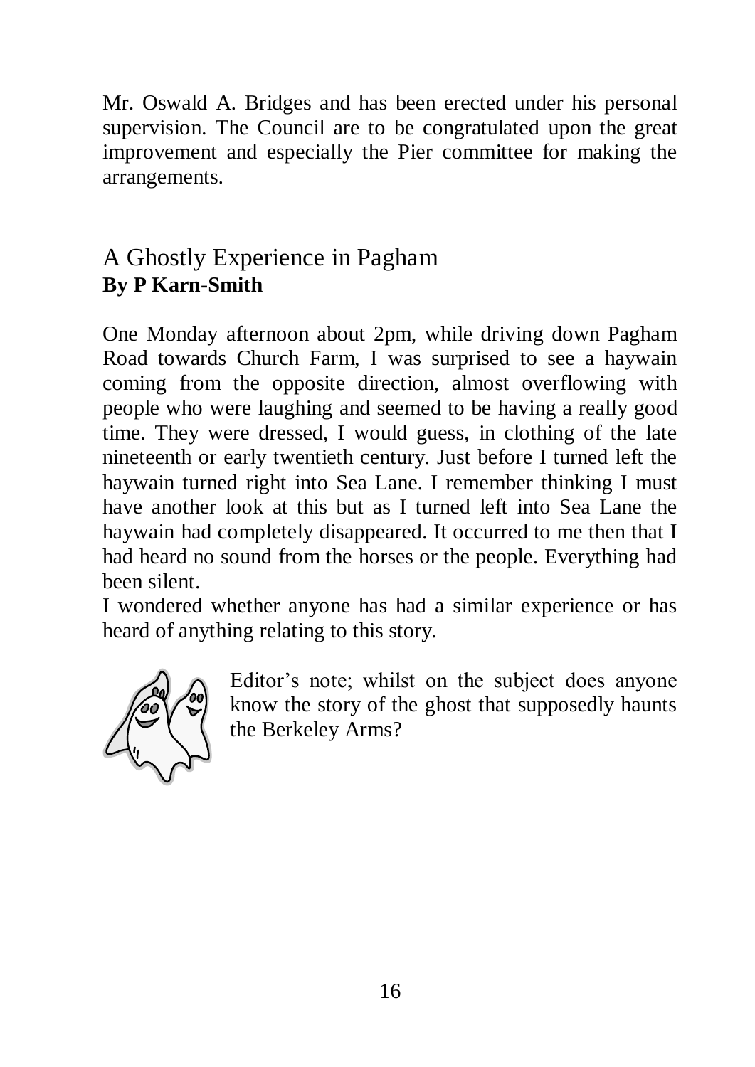Mr. Oswald A. Bridges and has been erected under his personal supervision. The Council are to be congratulated upon the great improvement and especially the Pier committee for making the arrangements.

## A Ghostly Experience in Pagham

**By P Karn-Smith**

One Monday afternoon about 2pm, while driving down Pagham Road towards Church Farm, I was surprised to see a haywain coming from the opposite direction, almost overflowing with people who were laughing and seemed to be having a really good time. They were dressed, I would guess, in clothing of the late nineteenth or early twentieth century. Just before I turned left the haywain turned right into Sea Lane. I remember thinking I must have another look at this but as I turned left into Sea Lane the haywain had completely disappeared. It occurred to me then that I had heard no sound from the horses or the people. Everything had been silent.

I wondered whether anyone has had a similar experience or has heard of anything relating to this story.

Editor's note; whilst on the subject does anyone know the story of the ghost that supposedly haunts the Berkeley Arms?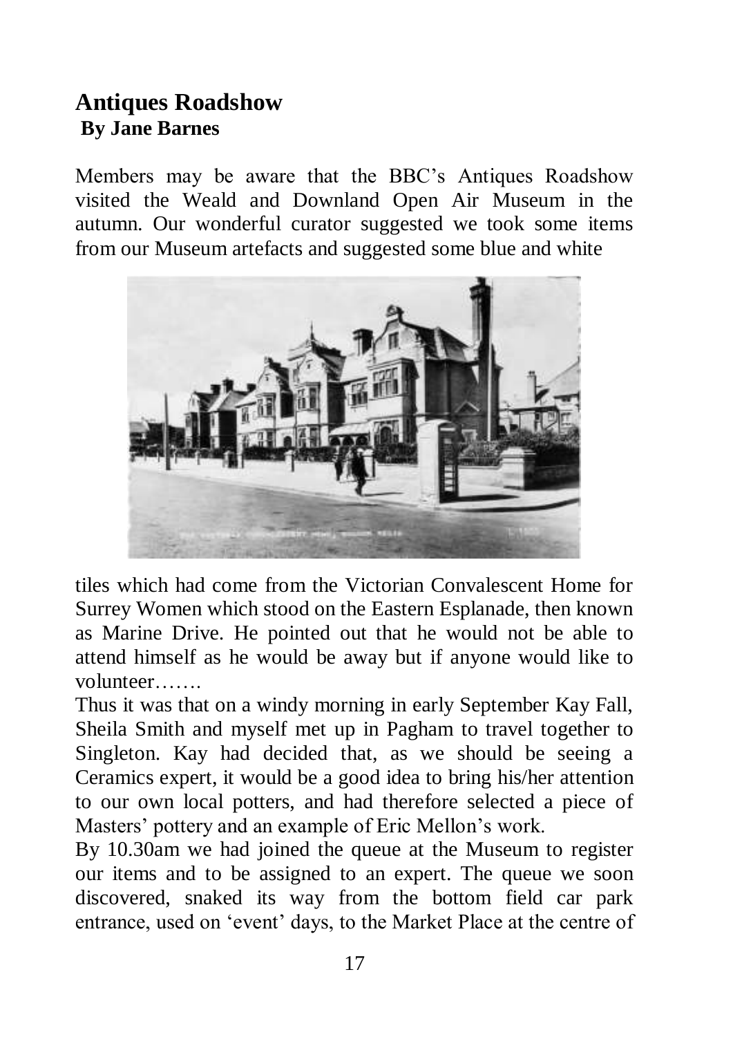## Antiques Roadshow

**By Jane Barnes**

Members may be aware that the BBC's Antiques Roadshow visited the Weald and Downland Open Air Museum in the autumn. Our wonderful curator suggested we took some items from our Museum artefacts and suggested some blue and white tiles which had come from the Victorian Convalescent Home for Surrey Women which stood on the Eastern Esplanade, then known as Marine Drive. He pointed out that he would not be able to attend himself as he would be away but if anyone would like to volunteer…….

Thus it was that on a windy morning in early September Kay Fall, Sheila Smith and myself met up in Pagham to travel together to Singleton. Kay had decided that, as we should be seeing a Ceramics expert, it would be a good idea to bring his/her attention to our own local potters, and had therefore selected a piece of Masters' pottery and an example of Eric Mellon's work.

By 10.30am we had joined the queue at the Museum to register our items and to be assigned to an expert. The queue we soon discovered, snaked its way from the bottom field car park entrance, used on 'event' days, to the Market Place at the centre of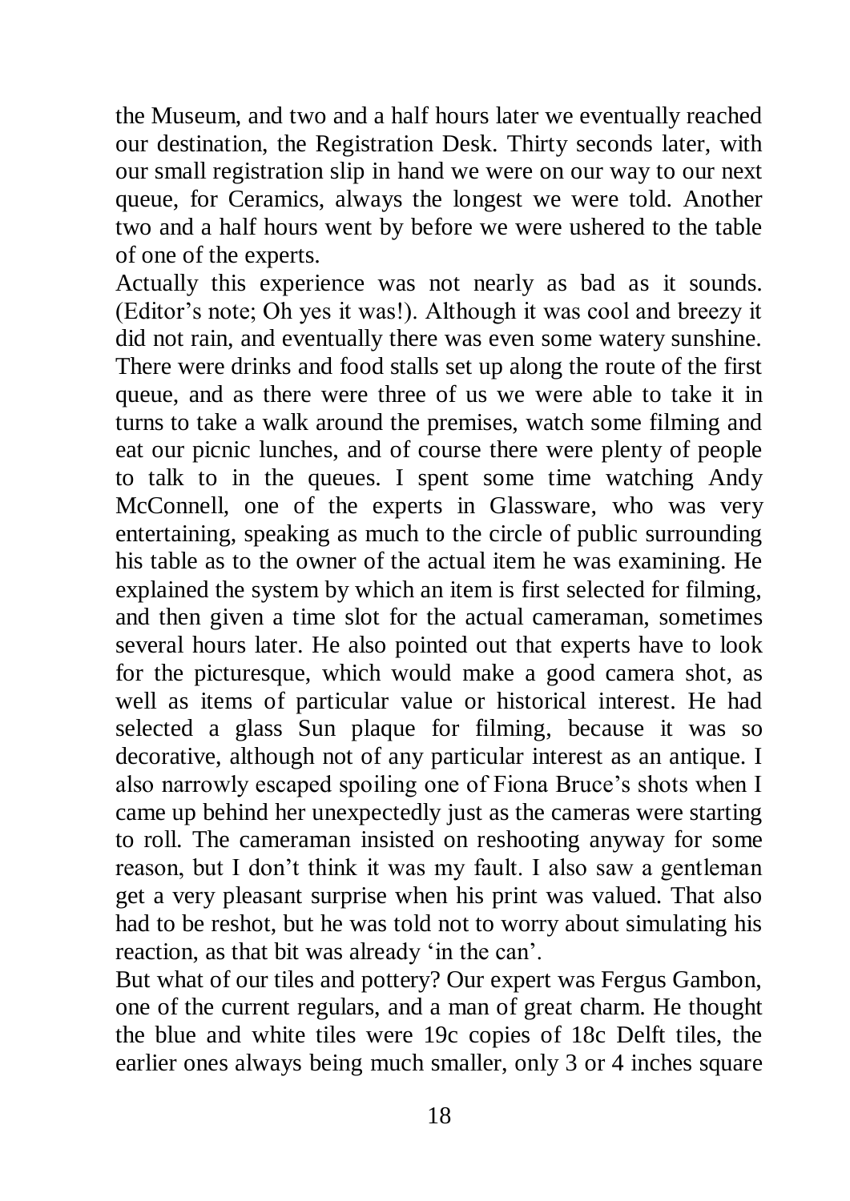the Museum, and two and a half hours later we eventually reached our destination, the Registration Desk. Thirty seconds later, with our small registration slip in hand we were on our way to our next queue, for Ceramics, always the longest we were told. Another two and a half hours went by before we were ushered to the table of one of the experts.

Actually this experience was not nearly as bad as it sounds. (Editor's note; Oh yes it was!). Although it was cool and breezy it did not rain, and eventually there was even some watery sunshine. There were drinks and food stalls set up along the route of the first queue, and as there were three of us we were able to take it in turns to take a walk around the premises, watch some filming and eat our picnic lunches, and of course there were plenty of people to talk to in the queues. I spent some time watching Andy McConnell, one of the experts in Glassware, who was very entertaining, speaking as much to the circle of public surrounding his table as to the owner of the actual item he was examining. He explained the system by which an item is first selected for filming, and then given a time slot for the actual cameraman, sometimes several hours later. He also pointed out that experts have to look for the picturesque, which would make a good camera shot, as well as items of particular value or historical interest. He had selected a glass Sun plaque for filming, because it was so decorative, although not of any particular interest as an antique. I also narrowly escaped spoiling one of Fiona Bruce's shots when I came up behind her unexpectedly just as the cameras were starting to roll. The cameraman insisted on reshooting anyway for some reason, but I don't think it was my fault. I also saw a gentleman get a very pleasant surprise when his print was valued. That also had to be reshot, but he was told not to worry about simulating his reaction, as that bit was already 'in the can'.

But what of our tiles and pottery? Our expert was Fergus Gambon, one of the current regulars, and a man of great charm. He thought the blue and white tiles were 19c copies of 18c Delft tiles, the earlier ones always being much smaller, only 3 or 4 inches square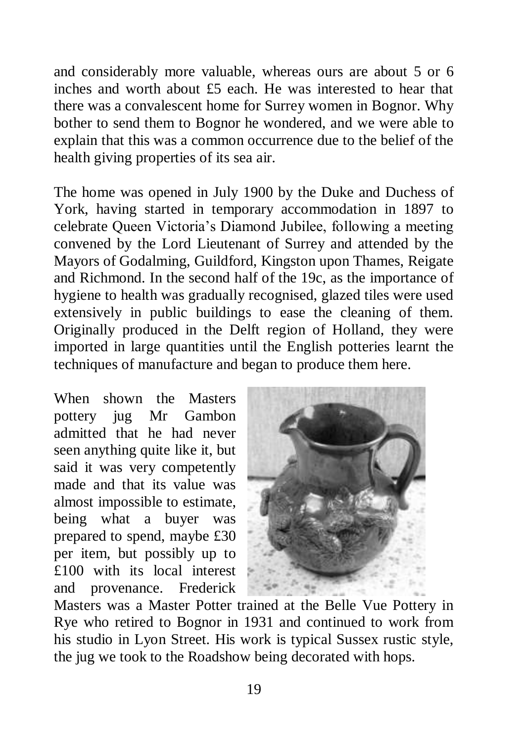and considerably more valuable, whereas ours are about 5 or 6 inches and worth about £5 each. He was interested to hear that there was a convalescent home for Surrey women in Bognor. Why bother to send them to Bognor he wondered, and we were able to explain that this was a common occurrence due to the belief of the health giving properties of its sea air.

The home was opened in July 1900 by the Duke and Duchess of York, having started in temporary accommodation in 1897 to celebrate Queen Victoria's Diamond Jubilee, following a meeting convened by the Lord Lieutenant of Surrey and attended by the Mayors of Godalming, Guildford, Kingston upon Thames, Reigate and Richmond. In the second half of the 19c, as the importance of hygiene to health was gradually recognised, glazed tiles were used extensively in public buildings to ease the cleaning of them. Originally produced in the Delft region of Holland, they were imported in large quantities until the English potteries learnt the techniques of manufacture and began to produce them here.

When shown the Masters pottery jug Mr Gambon admitted that he had never seen anything quite like it, but said it was very competently made and that its value was almost impossible to estimate, being what a buyer was prepared to spend, maybe £30 per item, but possibly up to £100 with its local interest and provenance. Frederick Masters was a Master Potter trained at the Belle Vue Pottery in Rye who retired to Bognor in 1931 and continued to work from his studio in Lyon Street. His work is typical Sussex rustic style, the jug we took to the Roadshow being decorated with hops.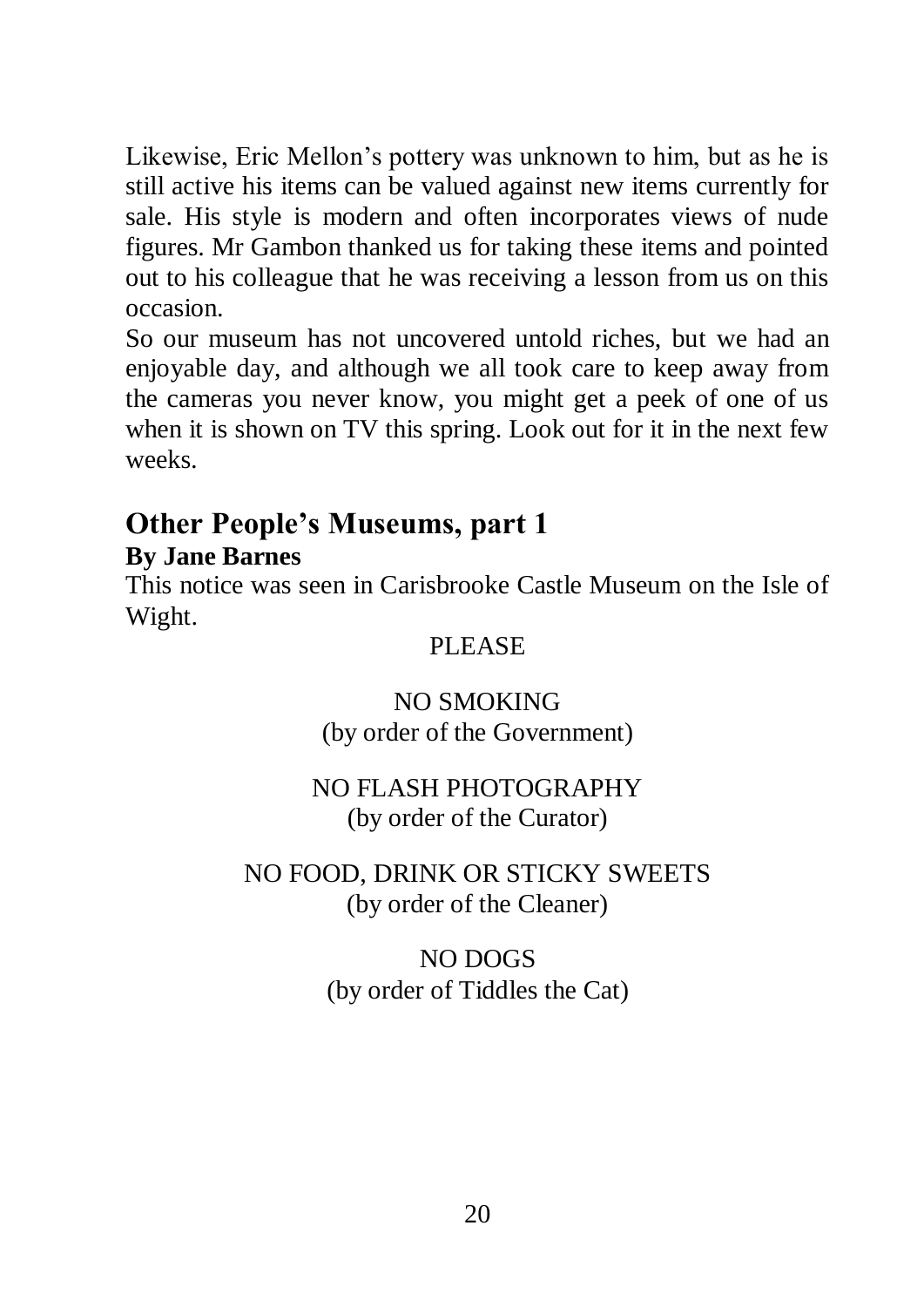Likewise, Eric Mellon's pottery was unknown to him, but as he is still active his items can be valued against new items currently for sale. His style is modern and often incorporates views of nude figures. Mr Gambon thanked us for taking these items and pointed out to his colleague that he was receiving a lesson from us on this occasion.

So our museum has not uncovered untold riches, but we had an enjoyable day, and although we all took care to keep away from the cameras you never know, you might get a peek of one of us when it is shown on TV this spring. Look out for it in the next few weeks.

## Other People's Museums, part 1

**By Jane Barnes**

This notice was seen in Carisbrooke Castle Museum on the Isle of Wight.

PLEASE

NO SMOKING
(by order of the Government)

NO FLASH PHOTOGRAPHY
(by order of the Curator)

NO FOOD, DRINK OR STICKY SWEETS
(by order of the Cleaner)

NO DOGS
(by order of Tiddles the Cat)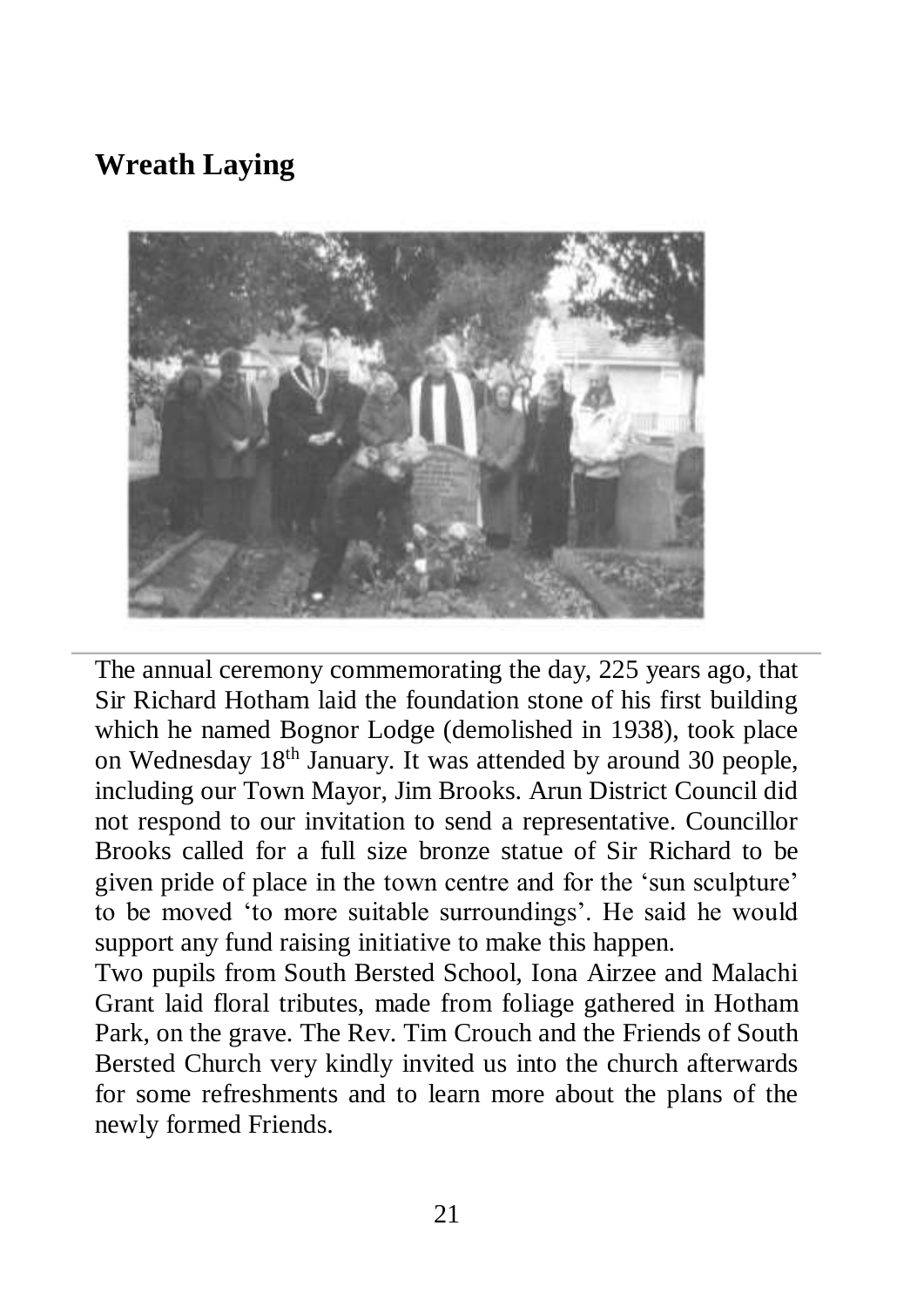## Wreath Laying

The annual ceremony commemorating the day, 225 years ago, that Sir Richard Hotham laid the foundation stone of his first building which he named Bognor Lodge (demolished in 1938), took place on Wednesday 18th January. It was attended by around 30 people, including our Town Mayor, Jim Brooks. Arun District Council did not respond to our invitation to send a representative. Councillor Brooks called for a full size bronze statue of Sir Richard to be given pride of place in the town centre and for the 'sun sculpture' to be moved 'to more suitable surroundings'. He said he would support any fund raising initiative to make this happen.

Two pupils from South Bersted School, Iona Airzee and Malachi Grant laid floral tributes, made from foliage gathered in Hotham Park, on the grave. The Rev. Tim Crouch and the Friends of South Bersted Church very kindly invited us into the church afterwards for some refreshments and to learn more about the plans of the newly formed Friends.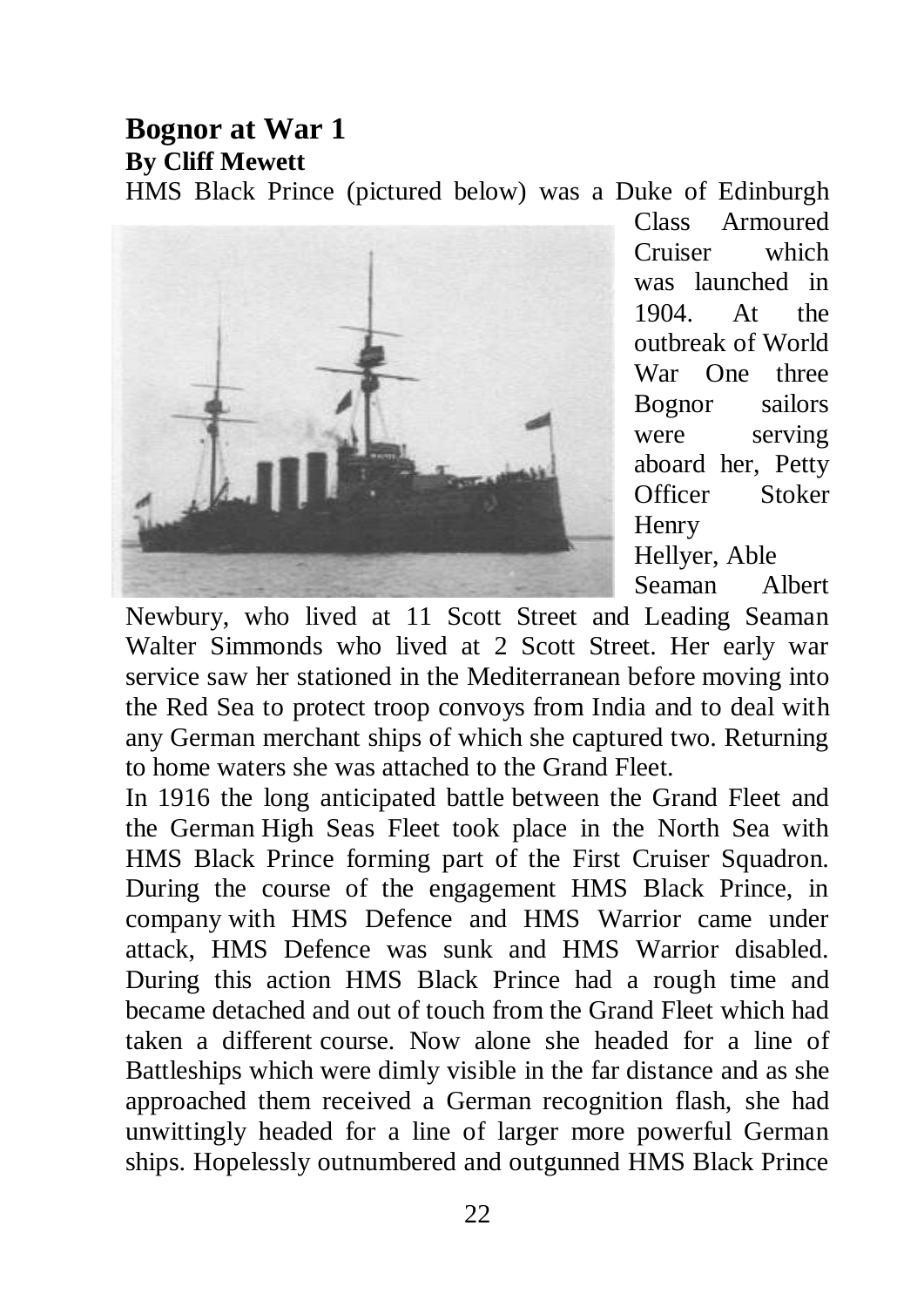## Bognor at War 1

**By Cliff Mewett**

HMS Black Prince (pictured below) was a Duke of Edinburgh Class Armoured Cruiser which was launched in 1904. At the outbreak of World War One three Bognor sailors were serving aboard her, Petty Officer Stoker Henry Hellyer, Able Seaman Albert Newbury, who lived at 11 Scott Street and Leading Seaman Walter Simmonds who lived at 2 Scott Street. Her early war service saw her stationed in the Mediterranean before moving into the Red Sea to protect troop convoys from India and to deal with any German merchant ships of which she captured two. Returning to home waters she was attached to the Grand Fleet.

In 1916 the long anticipated battle between the Grand Fleet and the German High Seas Fleet took place in the North Sea with HMS Black Prince forming part of the First Cruiser Squadron. During the course of the engagement HMS Black Prince, in company with HMS Defence and HMS Warrior came under attack, HMS Defence was sunk and HMS Warrior disabled. During this action HMS Black Prince had a rough time and became detached and out of touch from the Grand Fleet which had taken a different course. Now alone she headed for a line of Battleships which were dimly visible in the far distance and as she approached them received a German recognition flash, she had unwittingly headed for a line of larger more powerful German ships. Hopelessly outnumbered and outgunned HMS Black Prince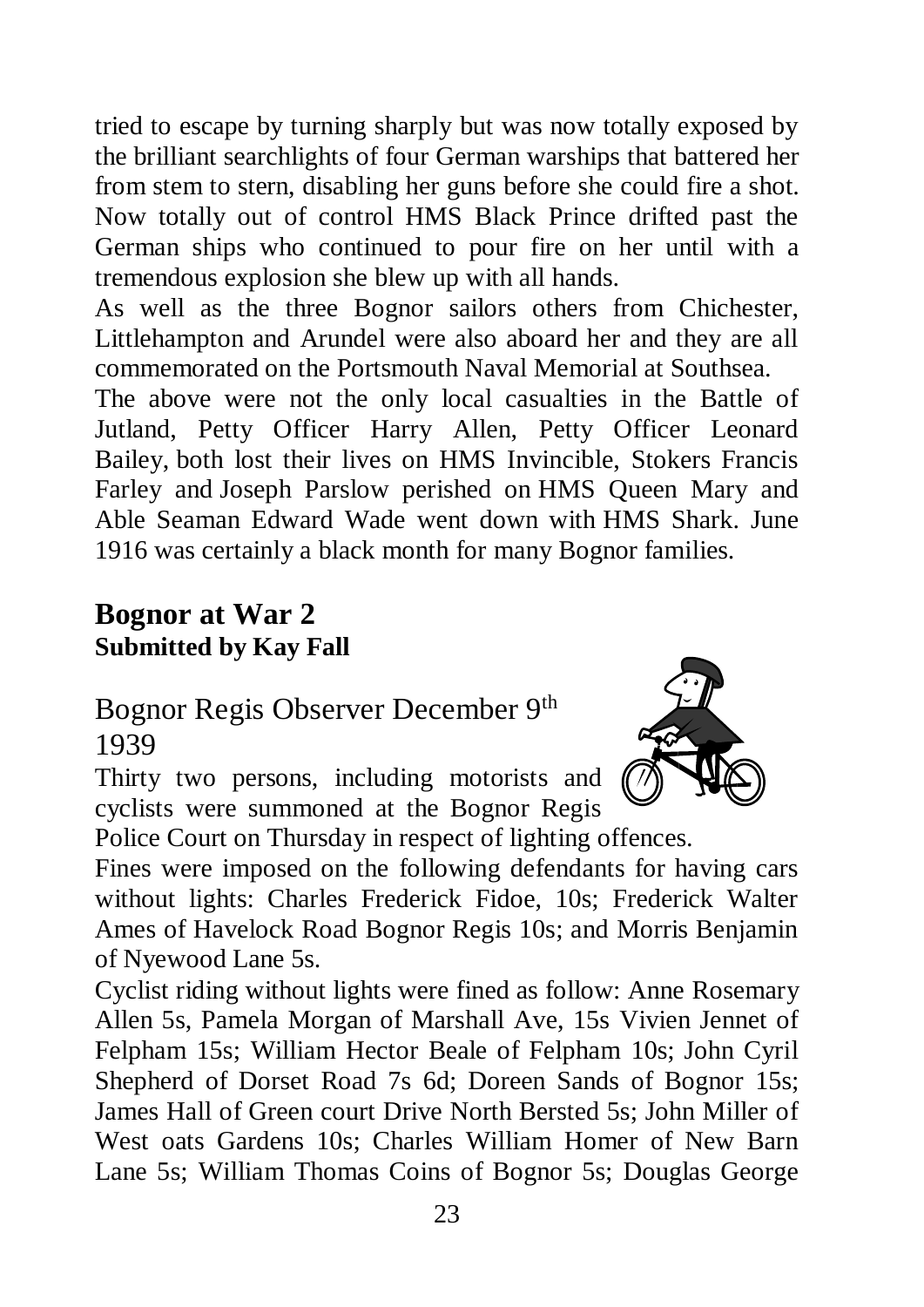tried to escape by turning sharply but was now totally exposed by the brilliant searchlights of four German warships that battered her from stem to stern, disabling her guns before she could fire a shot. Now totally out of control HMS Black Prince drifted past the German ships who continued to pour fire on her until with a tremendous explosion she blew up with all hands.

As well as the three Bognor sailors others from Chichester, Littlehampton and Arundel were also aboard her and they are all commemorated on the Portsmouth Naval Memorial at Southsea.

The above were not the only local casualties in the Battle of Jutland, Petty Officer Harry Allen, Petty Officer Leonard Bailey, both lost their lives on HMS Invincible, Stokers Francis Farley and Joseph Parslow perished on HMS Queen Mary and Able Seaman Edward Wade went down with HMS Shark. June 1916 was certainly a black month for many Bognor families.

## Bognor at War 2

**Submitted by Kay Fall**

### Bognor Regis Observer December 9th 1939

Thirty two persons, including motorists and cyclists were summoned at the Bognor Regis Police Court on Thursday in respect of lighting offences.

Fines were imposed on the following defendants for having cars without lights: Charles Frederick Fidoe, 10s; Frederick Walter Ames of Havelock Road Bognor Regis 10s; and Morris Benjamin of Nyewood Lane 5s.

Cyclist riding without lights were fined as follow: Anne Rosemary Allen 5s, Pamela Morgan of Marshall Ave, 15s Vivien Jennet of Felpham 15s; William Hector Beale of Felpham 10s; John Cyril Shepherd of Dorset Road 7s 6d; Doreen Sands of Bognor 15s; James Hall of Green court Drive North Bersted 5s; John Miller of West oats Gardens 10s; Charles William Homer of New Barn Lane 5s; William Thomas Coins of Bognor 5s; Douglas George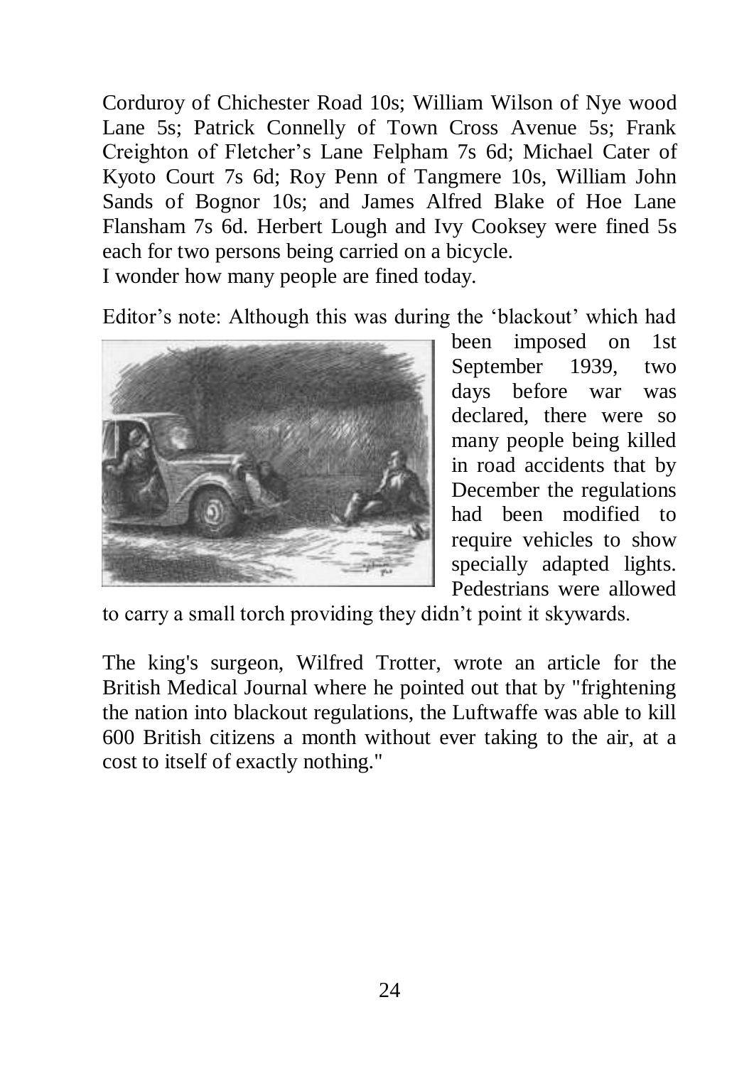Corduroy of Chichester Road 10s; William Wilson of Nye wood Lane 5s; Patrick Connelly of Town Cross Avenue 5s; Frank Creighton of Fletcher's Lane Felpham 7s 6d; Michael Cater of Kyoto Court 7s 6d; Roy Penn of Tangmere 10s, William John Sands of Bognor 10s; and James Alfred Blake of Hoe Lane Flansham 7s 6d. Herbert Lough and Ivy Cooksey were fined 5s each for two persons being carried on a bicycle.
I wonder how many people are fined today.

Editor's note: Although this was during the 'blackout' which had been imposed on 1st September 1939, two days before war was declared, there were so many people being killed in road accidents that by December the regulations had been modified to require vehicles to show specially adapted lights. Pedestrians were allowed to carry a small torch providing they didn't point it skywards.

The king's surgeon, Wilfred Trotter, wrote an article for the British Medical Journal where he pointed out that by "frightening the nation into blackout regulations, the Luftwaffe was able to kill 600 British citizens a month without ever taking to the air, at a cost to itself of exactly nothing."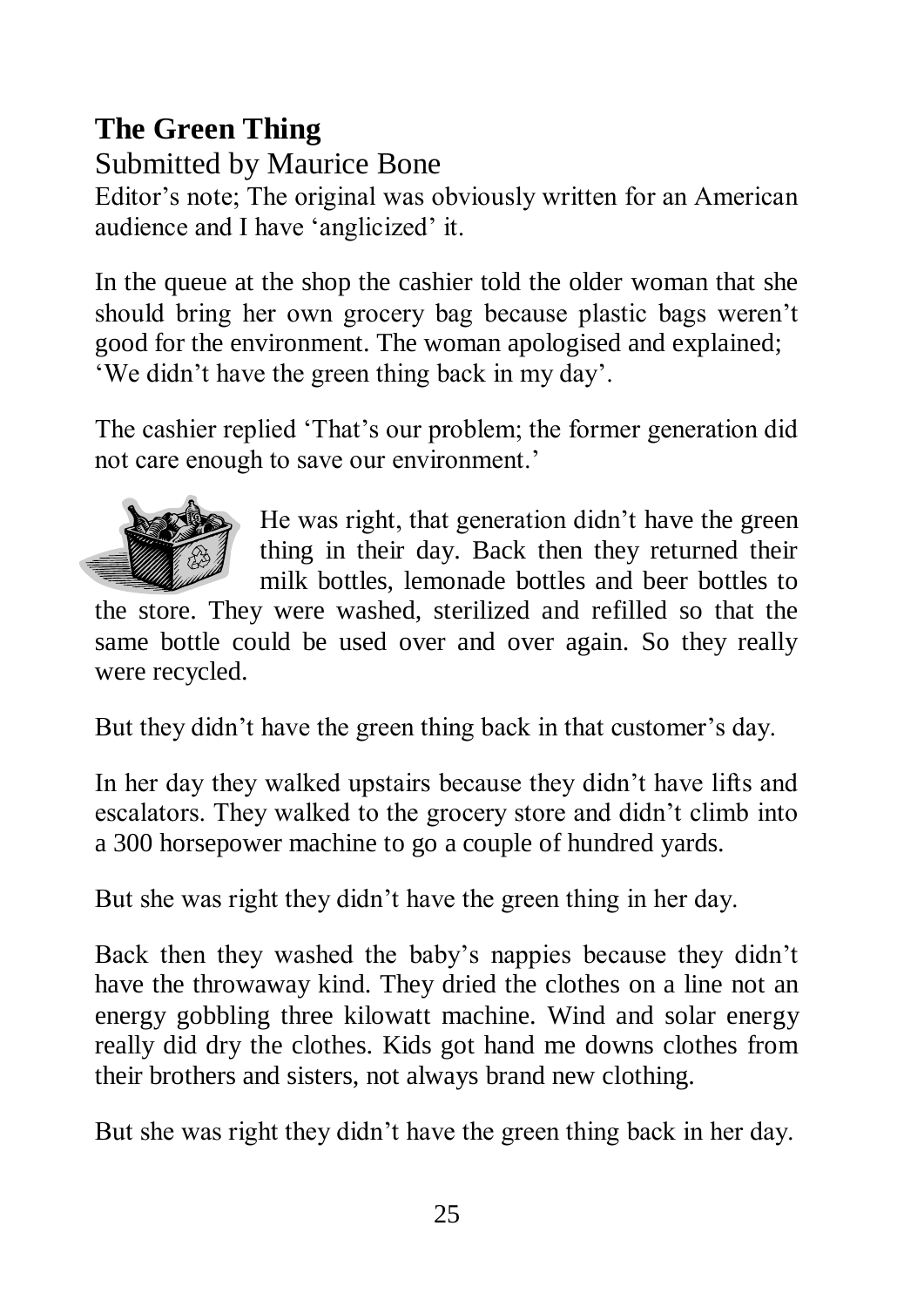## The Green Thing

Submitted by Maurice Bone

Editor's note; The original was obviously written for an American audience and I have 'anglicized' it.

In the queue at the shop the cashier told the older woman that she should bring her own grocery bag because plastic bags weren't good for the environment. The woman apologised and explained; 'We didn't have the green thing back in my day'.

The cashier replied 'That's our problem; the former generation did not care enough to save our environment.'

He was right, that generation didn't have the green thing in their day. Back then they returned their milk bottles, lemonade bottles and beer bottles to the store. They were washed, sterilized and refilled so that the same bottle could be used over and over again. So they really were recycled.

But they didn't have the green thing back in that customer's day.

In her day they walked upstairs because they didn't have lifts and escalators. They walked to the grocery store and didn't climb into a 300 horsepower machine to go a couple of hundred yards.

But she was right they didn't have the green thing in her day.

Back then they washed the baby's nappies because they didn't have the throwaway kind. They dried the clothes on a line not an energy gobbling three kilowatt machine. Wind and solar energy really did dry the clothes. Kids got hand me downs clothes from their brothers and sisters, not always brand new clothing.

But she was right they didn't have the green thing back in her day.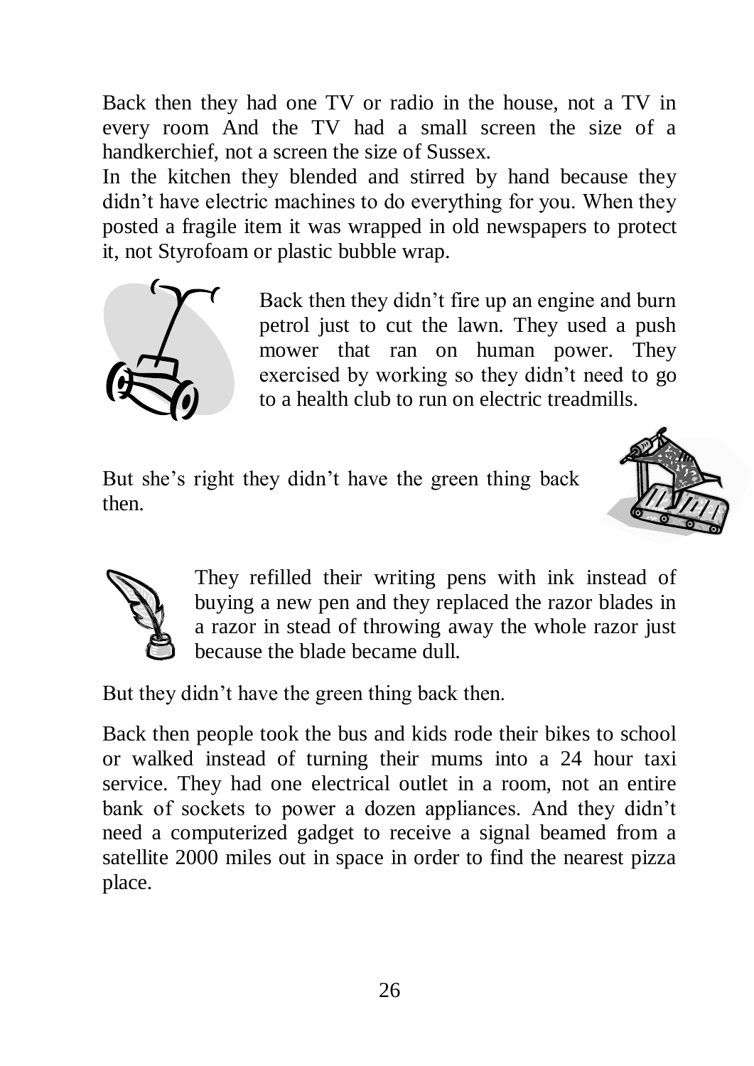Back then they had one TV or radio in the house, not a TV in every room And the TV had a small screen the size of a handkerchief, not a screen the size of Sussex.
In the kitchen they blended and stirred by hand because they didn't have electric machines to do everything for you. When they posted a fragile item it was wrapped in old newspapers to protect it, not Styrofoam or plastic bubble wrap.

Back then they didn't fire up an engine and burn petrol just to cut the lawn. They used a push mower that ran on human power. They exercised by working so they didn't need to go to a health club to run on electric treadmills.

But she's right they didn't have the green thing back then.

They refilled their writing pens with ink instead of buying a new pen and they replaced the razor blades in a razor in stead of throwing away the whole razor just because the blade became dull.

But they didn't have the green thing back then.

Back then people took the bus and kids rode their bikes to school or walked instead of turning their mums into a 24 hour taxi service. They had one electrical outlet in a room, not an entire bank of sockets to power a dozen appliances. And they didn't need a computerized gadget to receive a signal beamed from a satellite 2000 miles out in space in order to find the nearest pizza place.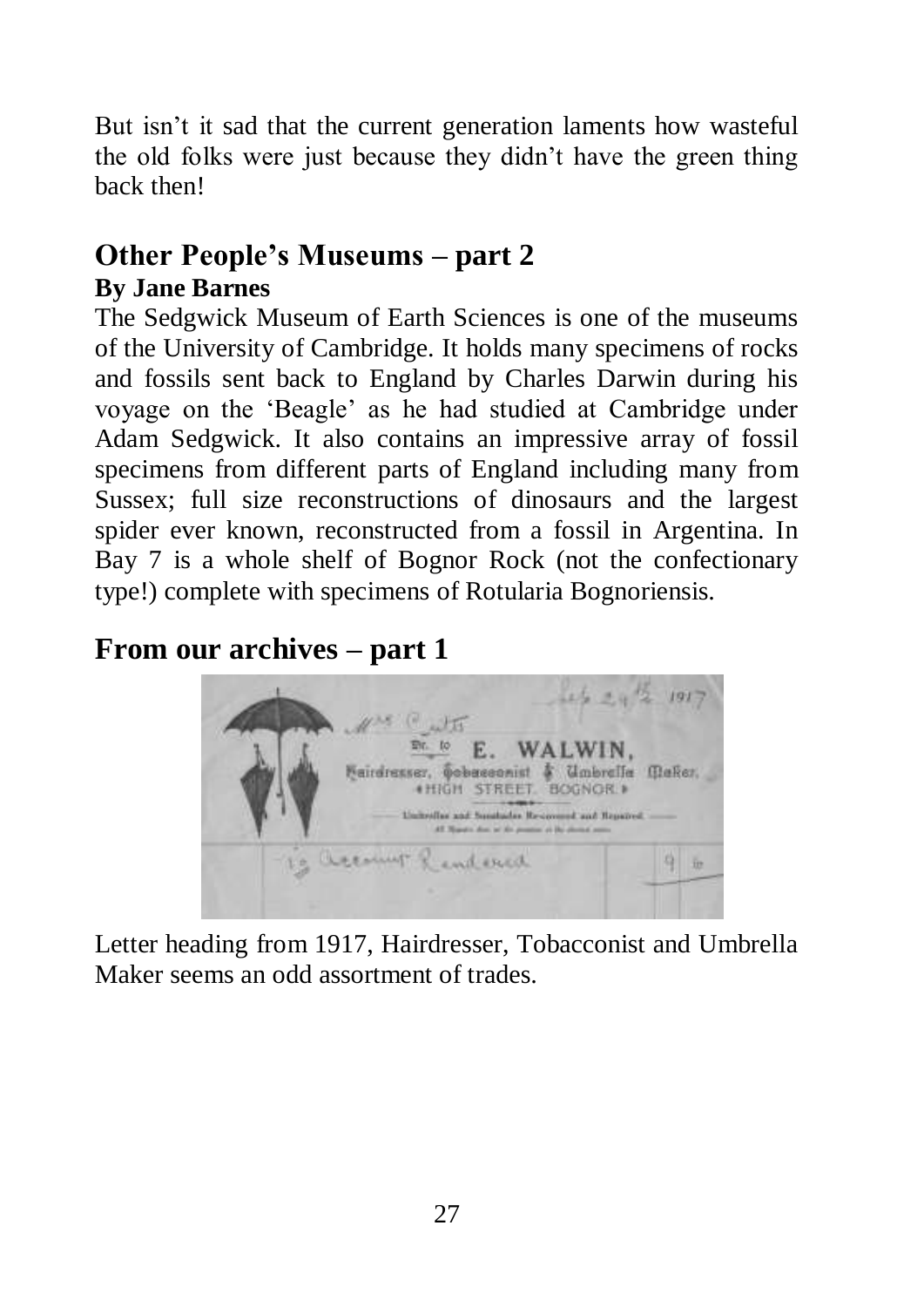But isn't it sad that the current generation laments how wasteful the old folks were just because they didn't have the green thing back then!

## Other People's Museums – part 2

**By Jane Barnes**

The Sedgwick Museum of Earth Sciences is one of the museums of the University of Cambridge. It holds many specimens of rocks and fossils sent back to England by Charles Darwin during his voyage on the 'Beagle' as he had studied at Cambridge under Adam Sedgwick. It also contains an impressive array of fossil specimens from different parts of England including many from Sussex; full size reconstructions of dinosaurs and the largest spider ever known, reconstructed from a fossil in Argentina. In Bay 7 is a whole shelf of Bognor Rock (not the confectionary type!) complete with specimens of Rotularia Bognoriensis.

## From our archives – part 1

Letter heading from 1917, Hairdresser, Tobacconist and Umbrella Maker seems an odd assortment of trades.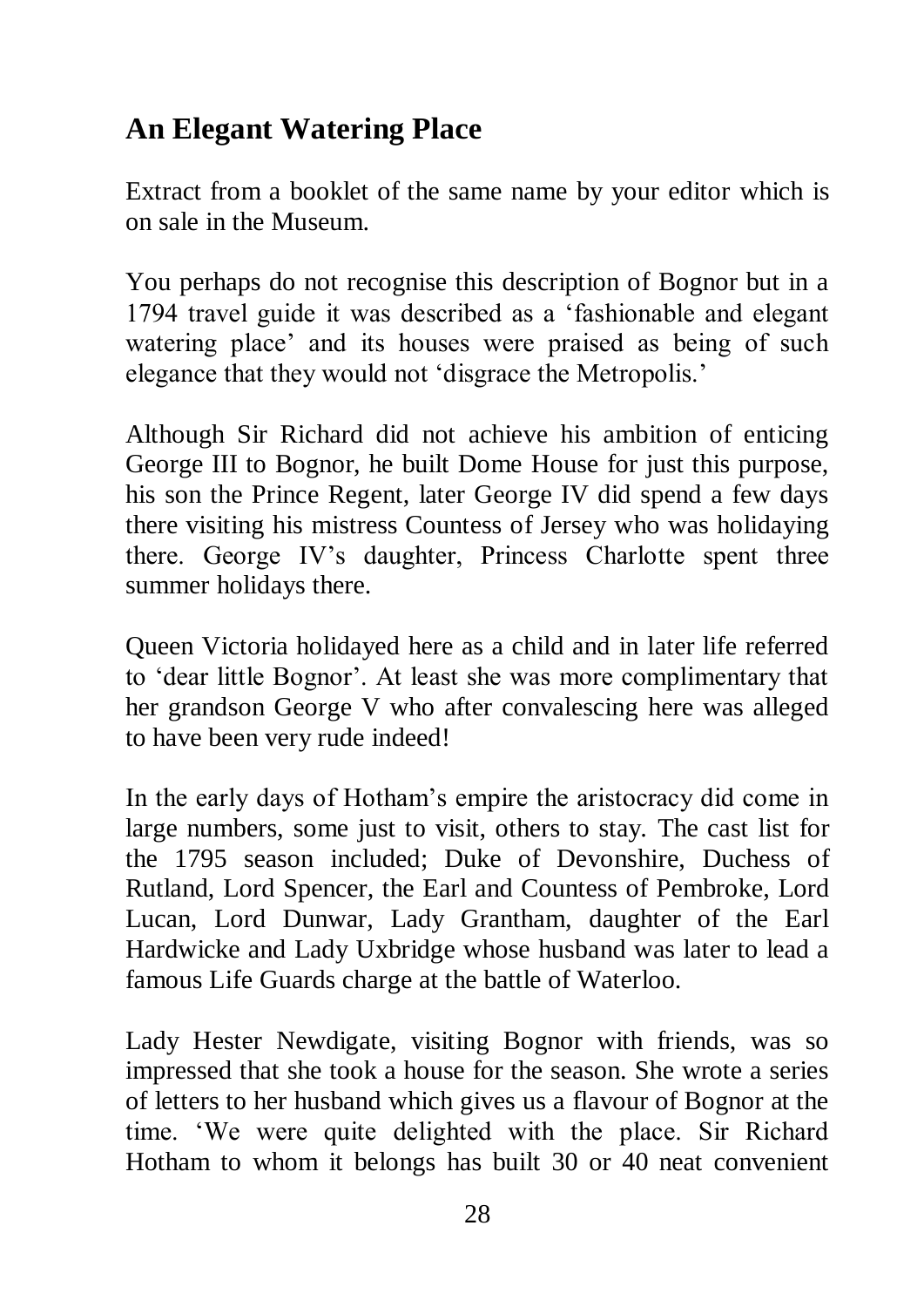## An Elegant Watering Place

Extract from a booklet of the same name by your editor which is on sale in the Museum.

You perhaps do not recognise this description of Bognor but in a 1794 travel guide it was described as a 'fashionable and elegant watering place' and its houses were praised as being of such elegance that they would not 'disgrace the Metropolis.'

Although Sir Richard did not achieve his ambition of enticing George III to Bognor, he built Dome House for just this purpose, his son the Prince Regent, later George IV did spend a few days there visiting his mistress Countess of Jersey who was holidaying there. George IV's daughter, Princess Charlotte spent three summer holidays there.

Queen Victoria holidayed here as a child and in later life referred to 'dear little Bognor'. At least she was more complimentary that her grandson George V who after convalescing here was alleged to have been very rude indeed!

In the early days of Hotham's empire the aristocracy did come in large numbers, some just to visit, others to stay. The cast list for the 1795 season included; Duke of Devonshire, Duchess of Rutland, Lord Spencer, the Earl and Countess of Pembroke, Lord Lucan, Lord Dunwar, Lady Grantham, daughter of the Earl Hardwicke and Lady Uxbridge whose husband was later to lead a famous Life Guards charge at the battle of Waterloo.

Lady Hester Newdigate, visiting Bognor with friends, was so impressed that she took a house for the season. She wrote a series of letters to her husband which gives us a flavour of Bognor at the time. 'We were quite delighted with the place. Sir Richard Hotham to whom it belongs has built 30 or 40 neat convenient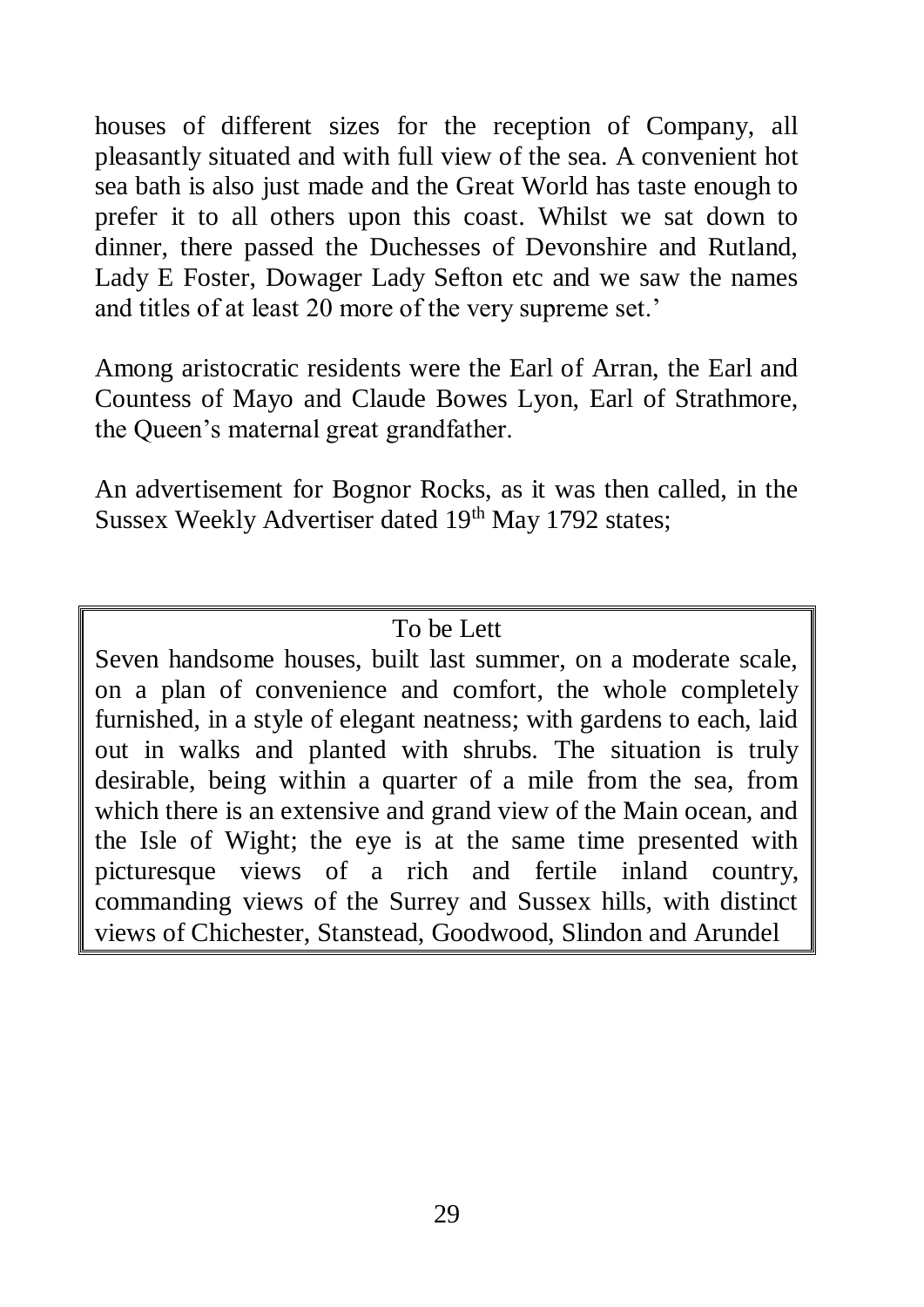houses of different sizes for the reception of Company, all pleasantly situated and with full view of the sea. A convenient hot sea bath is also just made and the Great World has taste enough to prefer it to all others upon this coast. Whilst we sat down to dinner, there passed the Duchesses of Devonshire and Rutland, Lady E Foster, Dowager Lady Sefton etc and we saw the names and titles of at least 20 more of the very supreme set.'

Among aristocratic residents were the Earl of Arran, the Earl and Countess of Mayo and Claude Bowes Lyon, Earl of Strathmore, the Queen's maternal great grandfather.

An advertisement for Bognor Rocks, as it was then called, in the Sussex Weekly Advertiser dated 19th May 1792 states;

> To be Lett
>
> Seven handsome houses, built last summer, on a moderate scale, on a plan of convenience and comfort, the whole completely furnished, in a style of elegant neatness; with gardens to each, laid out in walks and planted with shrubs. The situation is truly desirable, being within a quarter of a mile from the sea, from which there is an extensive and grand view of the Main ocean, and the Isle of Wight; the eye is at the same time presented with picturesque views of a rich and fertile inland country, commanding views of the Surrey and Sussex hills, with distinct views of Chichester, Stanstead, Goodwood, Slindon and Arundel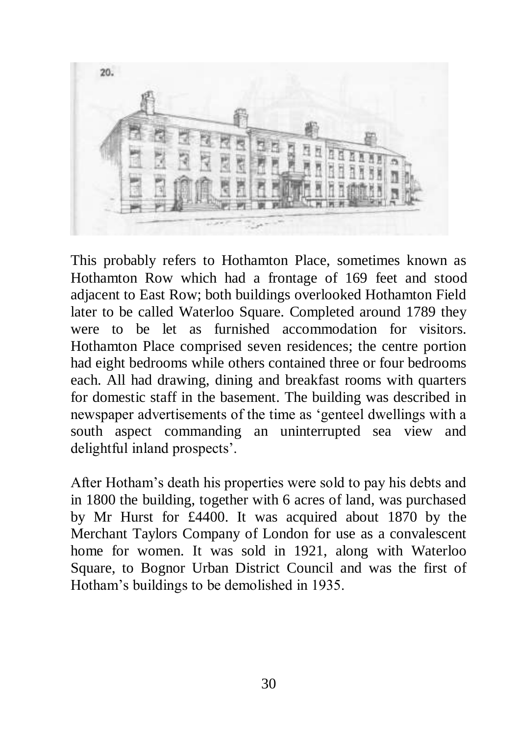This probably refers to Hothamton Place, sometimes known as Hothamton Row which had a frontage of 169 feet and stood adjacent to East Row; both buildings overlooked Hothamton Field later to be called Waterloo Square. Completed around 1789 they were to be let as furnished accommodation for visitors. Hothamton Place comprised seven residences; the centre portion had eight bedrooms while others contained three or four bedrooms each. All had drawing, dining and breakfast rooms with quarters for domestic staff in the basement. The building was described in newspaper advertisements of the time as 'genteel dwellings with a south aspect commanding an uninterrupted sea view and delightful inland prospects'.

After Hotham's death his properties were sold to pay his debts and in 1800 the building, together with 6 acres of land, was purchased by Mr Hurst for £4400. It was acquired about 1870 by the Merchant Taylors Company of London for use as a convalescent home for women. It was sold in 1921, along with Waterloo Square, to Bognor Urban District Council and was the first of Hotham's buildings to be demolished in 1935.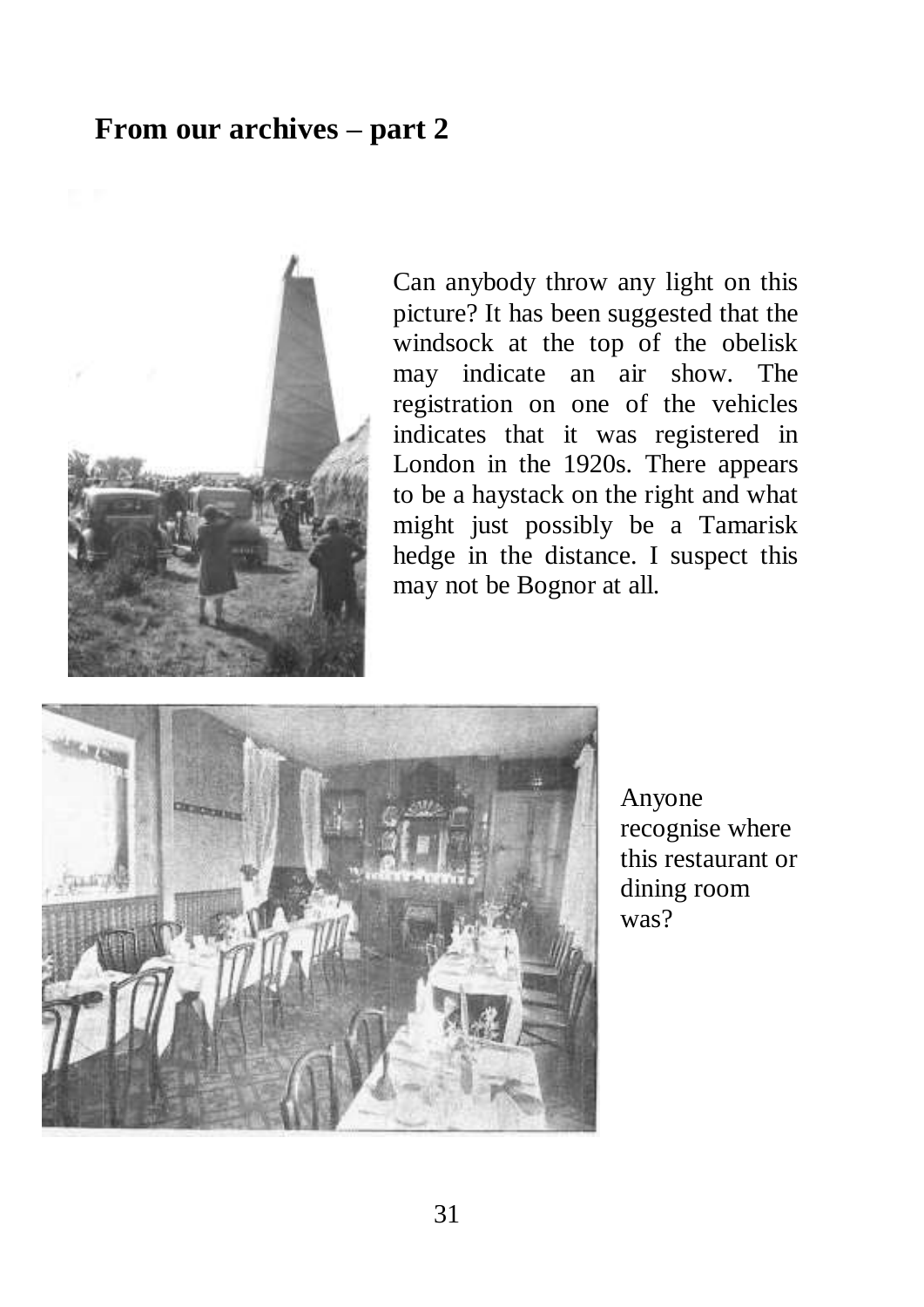## From our archives – part 2

Can anybody throw any light on this picture? It has been suggested that the windsock at the top of the obelisk may indicate an air show. The registration on one of the vehicles indicates that it was registered in London in the 1920s. There appears to be a haystack on the right and what might just possibly be a Tamarisk hedge in the distance. I suspect this may not be Bognor at all.

Anyone recognise where this restaurant or dining room was?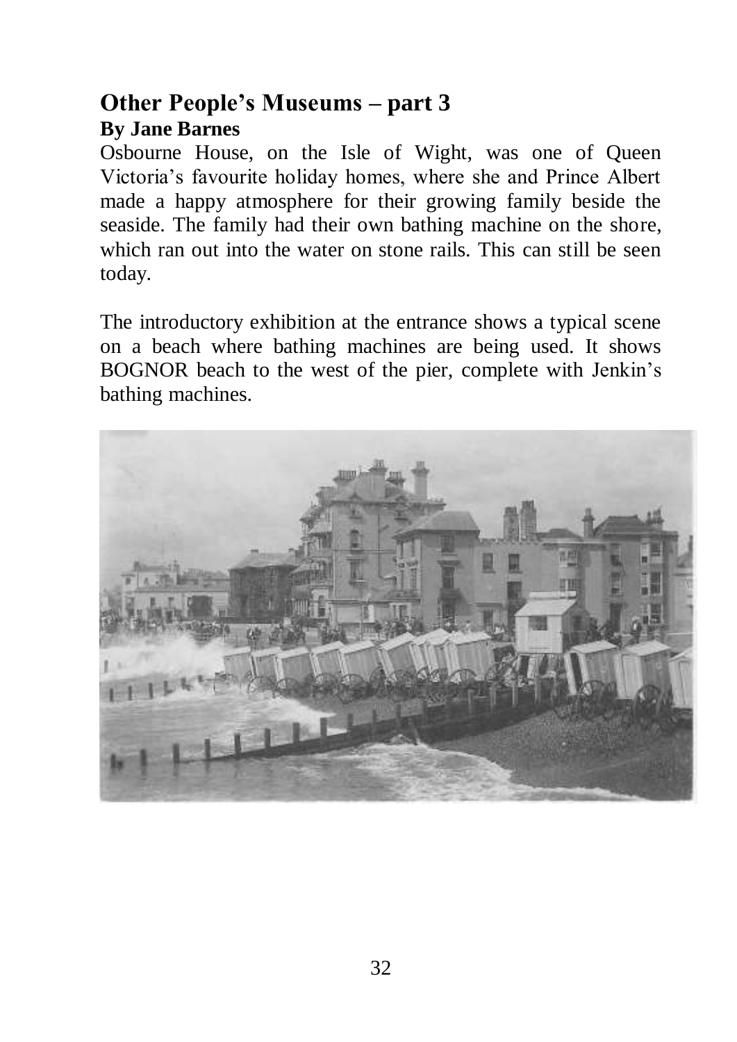## Other People's Museums – part 3

**By Jane Barnes**

Osbourne House, on the Isle of Wight, was one of Queen Victoria's favourite holiday homes, where she and Prince Albert made a happy atmosphere for their growing family beside the seaside. The family had their own bathing machine on the shore, which ran out into the water on stone rails. This can still be seen today.

The introductory exhibition at the entrance shows a typical scene on a beach where bathing machines are being used. It shows BOGNOR beach to the west of the pier, complete with Jenkin's bathing machines.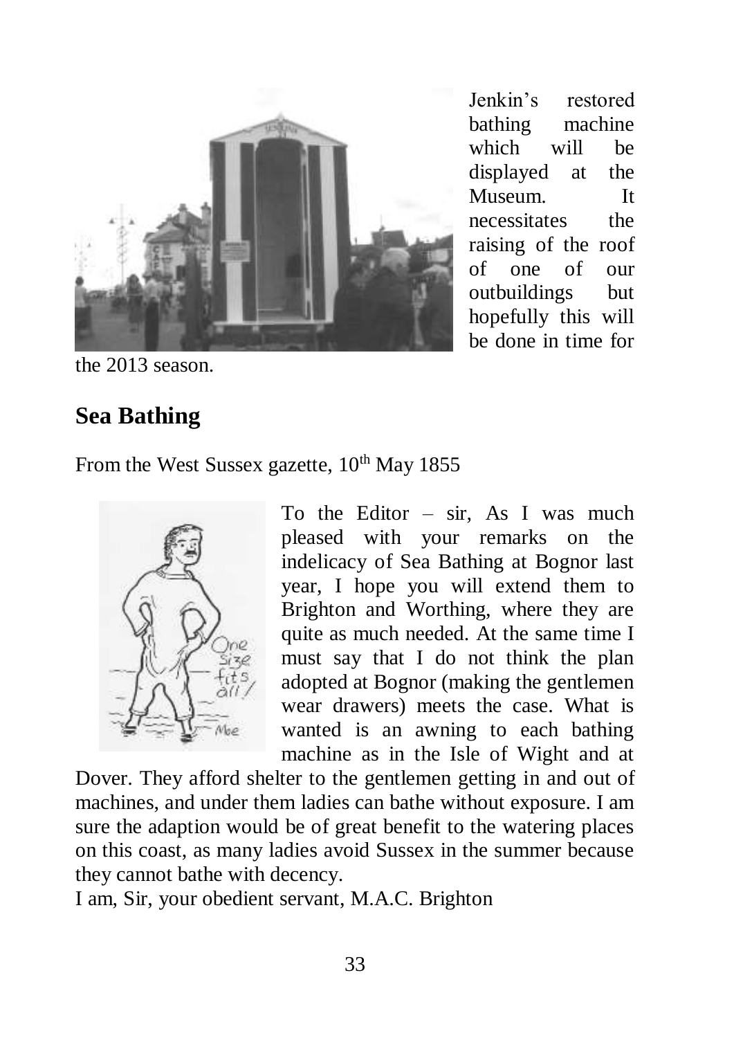Jenkin's restored bathing machine which will be displayed at the Museum. It necessitates the raising of the roof of one of our outbuildings but hopefully this will be done in time for the 2013 season.

## Sea Bathing

From the West Sussex gazette, 10th May 1855

To the Editor – sir, As I was much pleased with your remarks on the indelicacy of Sea Bathing at Bognor last year, I hope you will extend them to Brighton and Worthing, where they are quite as much needed. At the same time I must say that I do not think the plan adopted at Bognor (making the gentlemen wear drawers) meets the case. What is wanted is an awning to each bathing machine as in the Isle of Wight and at Dover. They afford shelter to the gentlemen getting in and out of machines, and under them ladies can bathe without exposure. I am sure the adaption would be of great benefit to the watering places on this coast, as many ladies avoid Sussex in the summer because they cannot bathe with decency.

I am, Sir, your obedient servant, M.A.C. Brighton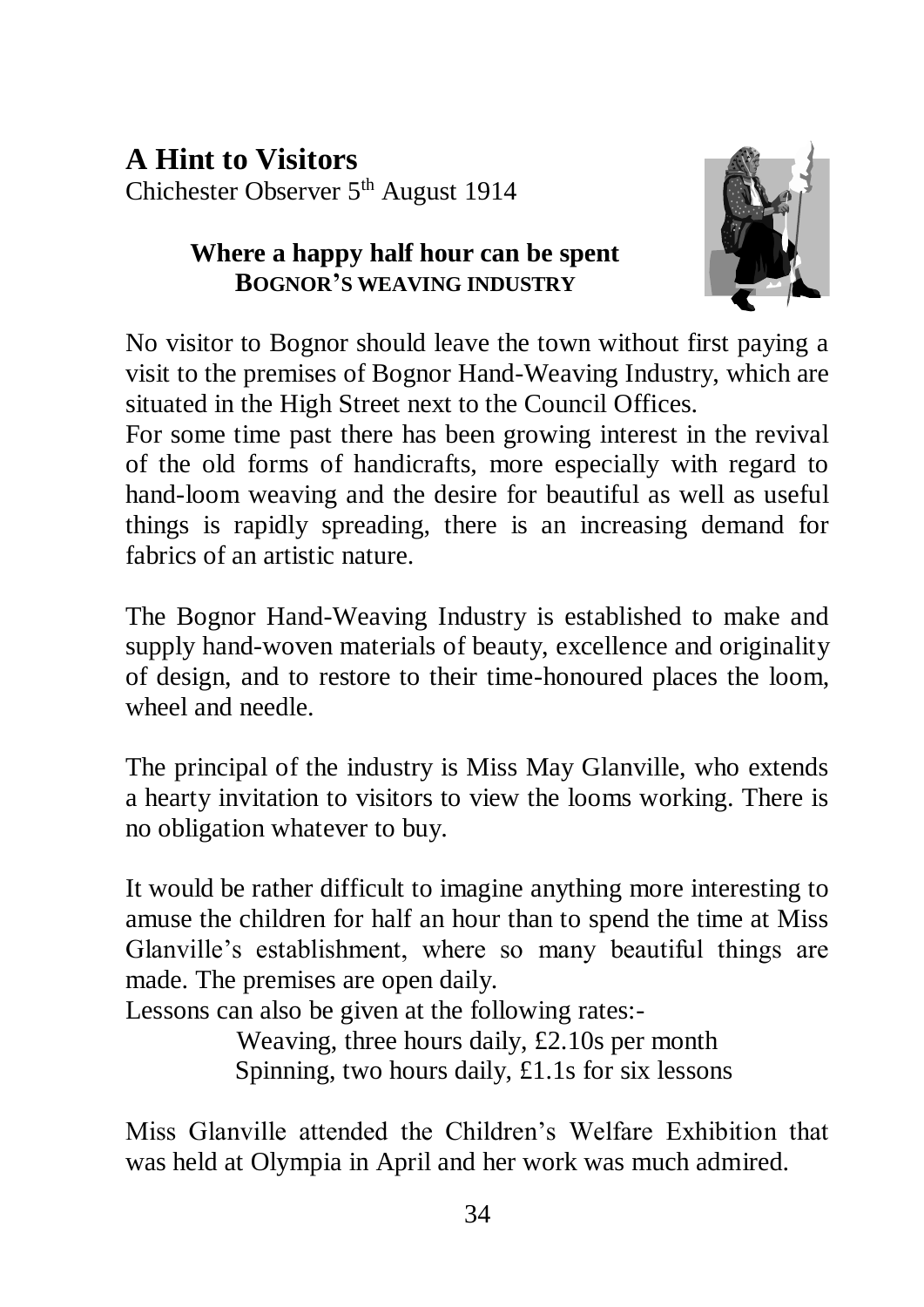## A Hint to Visitors

Chichester Observer 5th August 1914

**Where a happy half hour can be spent**
**BOGNOR'S WEAVING INDUSTRY**

No visitor to Bognor should leave the town without first paying a visit to the premises of Bognor Hand-Weaving Industry, which are situated in the High Street next to the Council Offices.
For some time past there has been growing interest in the revival of the old forms of handicrafts, more especially with regard to hand-loom weaving and the desire for beautiful as well as useful things is rapidly spreading, there is an increasing demand for fabrics of an artistic nature.

The Bognor Hand-Weaving Industry is established to make and supply hand-woven materials of beauty, excellence and originality of design, and to restore to their time-honoured places the loom, wheel and needle.

The principal of the industry is Miss May Glanville, who extends a hearty invitation to visitors to view the looms working. There is no obligation whatever to buy.

It would be rather difficult to imagine anything more interesting to amuse the children for half an hour than to spend the time at Miss Glanville's establishment, where so many beautiful things are made. The premises are open daily.
Lessons can also be given at the following rates:-

Weaving, three hours daily, £2.10s per month
Spinning, two hours daily, £1.1s for six lessons

Miss Glanville attended the Children's Welfare Exhibition that was held at Olympia in April and her work was much admired.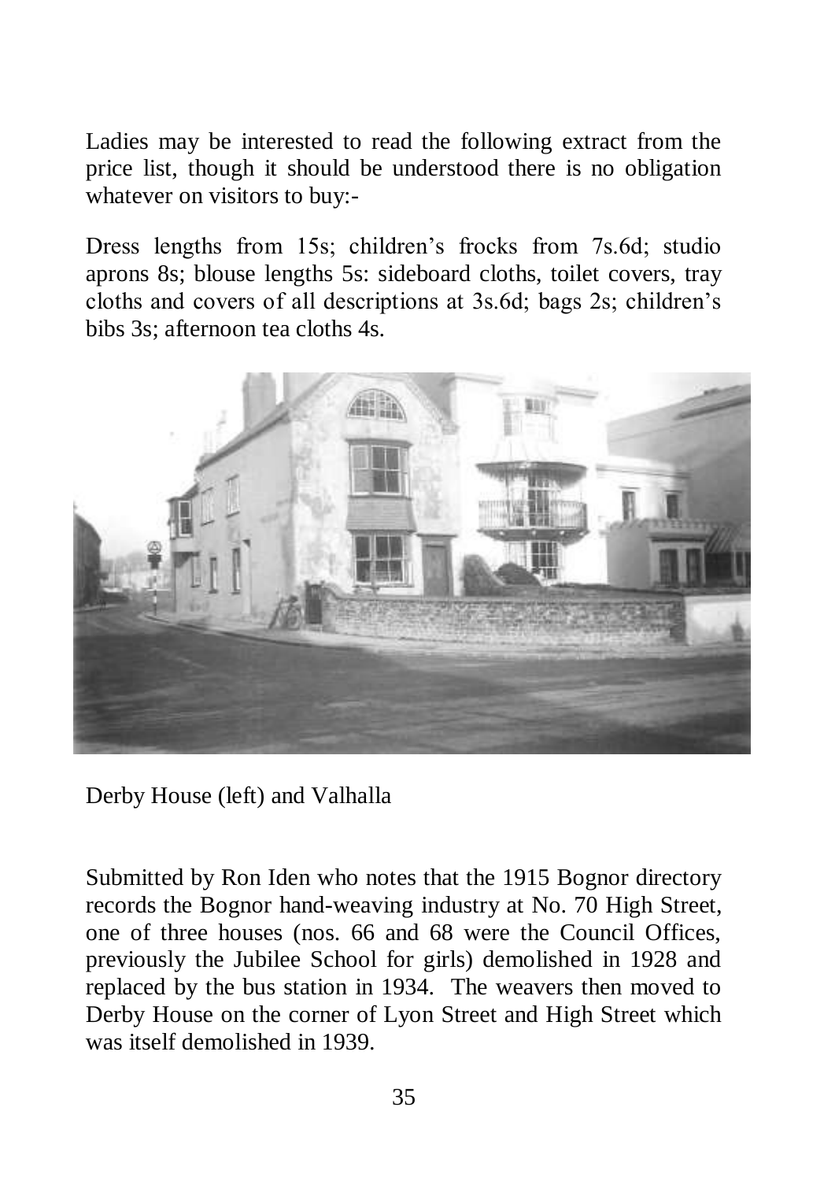Ladies may be interested to read the following extract from the price list, though it should be understood there is no obligation whatever on visitors to buy:-

Dress lengths from 15s; children's frocks from 7s.6d; studio aprons 8s; blouse lengths 5s: sideboard cloths, toilet covers, tray cloths and covers of all descriptions at 3s.6d; bags 2s; children's bibs 3s; afternoon tea cloths 4s.

Derby House (left) and Valhalla

Submitted by Ron Iden who notes that the 1915 Bognor directory records the Bognor hand-weaving industry at No. 70 High Street, one of three houses (nos. 66 and 68 were the Council Offices, previously the Jubilee School for girls) demolished in 1928 and replaced by the bus station in 1934. The weavers then moved to Derby House on the corner of Lyon Street and High Street which was itself demolished in 1939.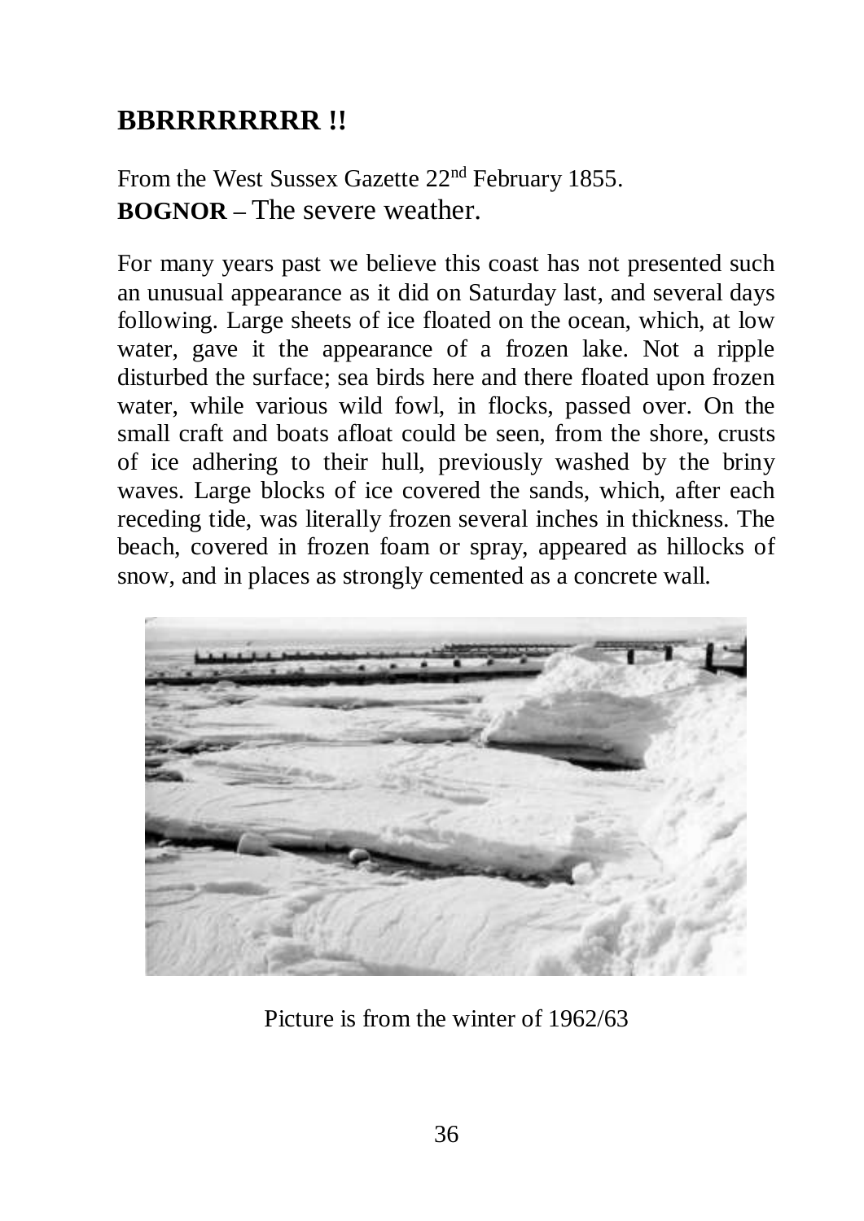## BBRRRRRRRR !!

From the West Sussex Gazette 22nd February 1855.
**BOGNOR** – The severe weather.

For many years past we believe this coast has not presented such an unusual appearance as it did on Saturday last, and several days following. Large sheets of ice floated on the ocean, which, at low water, gave it the appearance of a frozen lake. Not a ripple disturbed the surface; sea birds here and there floated upon frozen water, while various wild fowl, in flocks, passed over. On the small craft and boats afloat could be seen, from the shore, crusts of ice adhering to their hull, previously washed by the briny waves. Large blocks of ice covered the sands, which, after each receding tide, was literally frozen several inches in thickness. The beach, covered in frozen foam or spray, appeared as hillocks of snow, and in places as strongly cemented as a concrete wall.

Picture is from the winter of 1962/63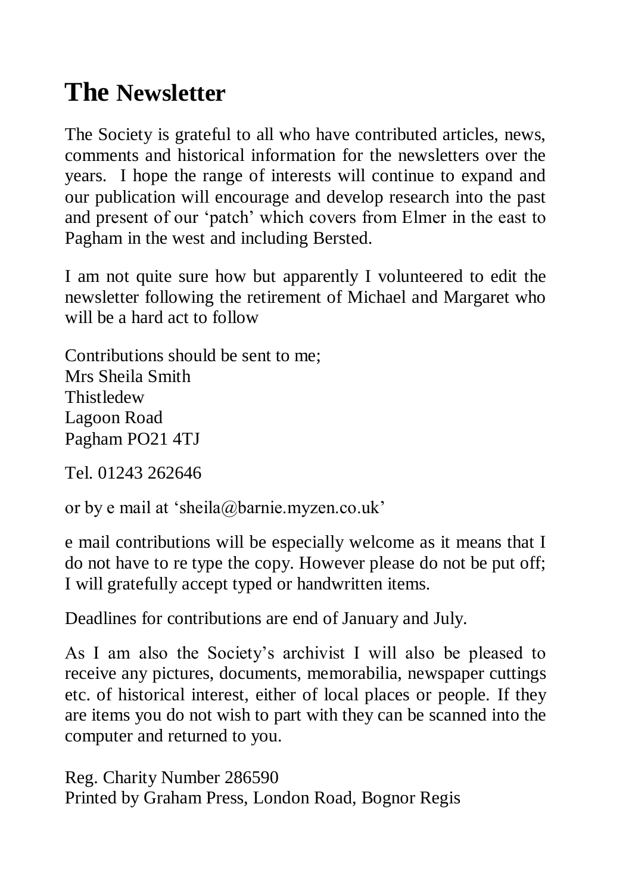# The Newsletter

The Society is grateful to all who have contributed articles, news, comments and historical information for the newsletters over the years. I hope the range of interests will continue to expand and our publication will encourage and develop research into the past and present of our 'patch' which covers from Elmer in the east to Pagham in the west and including Bersted.

I am not quite sure how but apparently I volunteered to edit the newsletter following the retirement of Michael and Margaret who will be a hard act to follow

Contributions should be sent to me;
Mrs Sheila Smith
Thistledew
Lagoon Road
Pagham PO21 4TJ

Tel. 01243 262646

or by e mail at 'sheila@barnie.myzen.co.uk'

e mail contributions will be especially welcome as it means that I do not have to re type the copy. However please do not be put off; I will gratefully accept typed or handwritten items.

Deadlines for contributions are end of January and July.

As I am also the Society's archivist I will also be pleased to receive any pictures, documents, memorabilia, newspaper cuttings etc. of historical interest, either of local places or people. If they are items you do not wish to part with they can be scanned into the computer and returned to you.

Reg. Charity Number 286590
Printed by Graham Press, London Road, Bognor Regis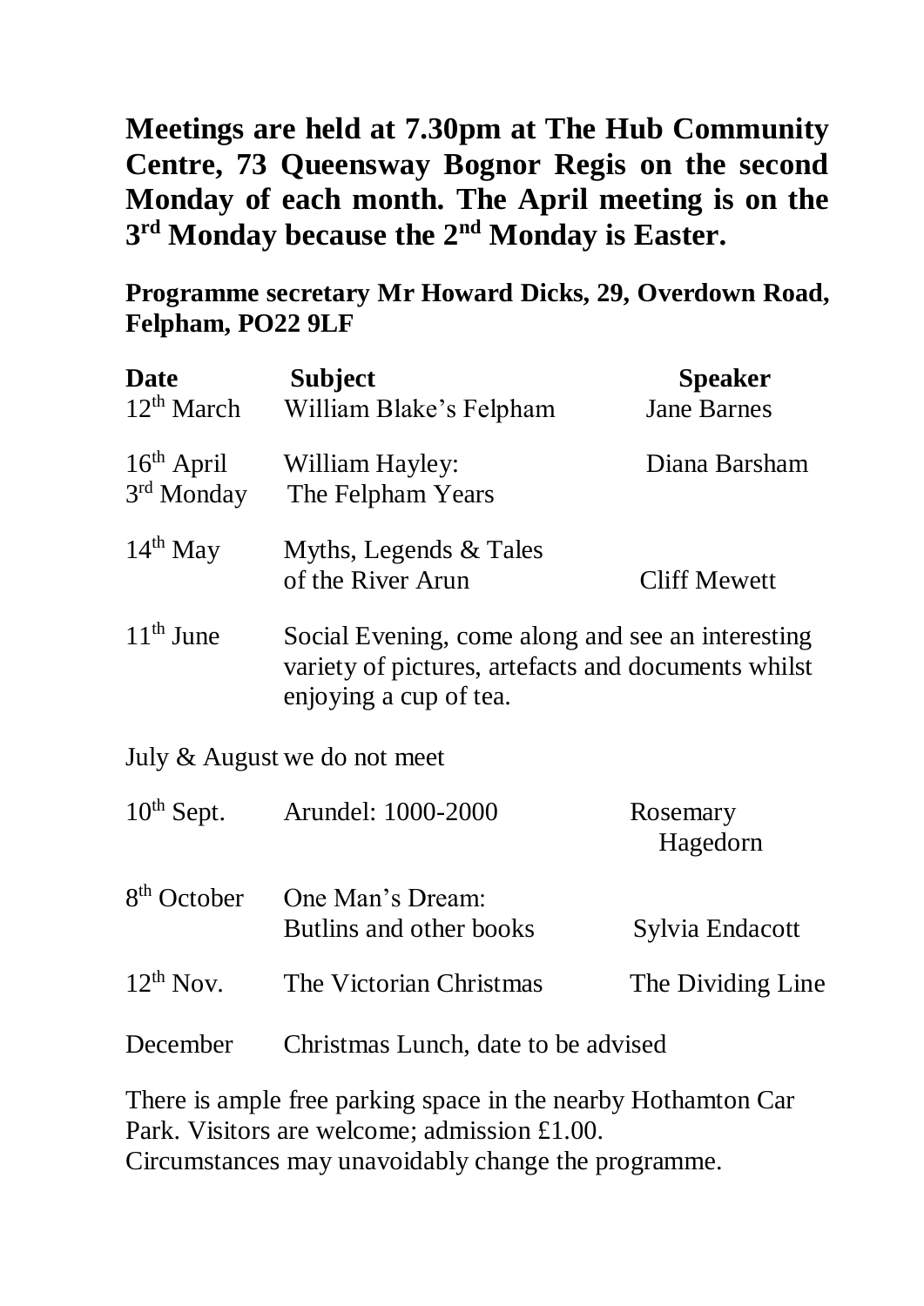**Meetings are held at 7.30pm at The Hub Community Centre, 73 Queensway Bognor Regis on the second Monday of each month. The April meeting is on the 3rd Monday because the 2nd Monday is Easter.**

**Programme secretary Mr Howard Dicks, 29, Overdown Road, Felpham, PO22 9LF**

| **Date** | **Subject** | **Speaker** |
|---|---|---|
| 12th March | William Blake's Felpham | Jane Barnes |
| 16th April 3rd Monday | William Hayley: The Felpham Years | Diana Barsham |
| 14th May | Myths, Legends & Tales of the River Arun | Cliff Mewett |
| 11th June | Social Evening, come along and see an interesting variety of pictures, artefacts and documents whilst enjoying a cup of tea. | |
| July & August we do not meet | | |
| 10th Sept. | Arundel: 1000-2000 | Rosemary Hagedorn |
| 8th October | One Man's Dream: Butlins and other books | Sylvia Endacott |
| 12th Nov. | The Victorian Christmas | The Dividing Line |
| December | Christmas Lunch, date to be advised | |

There is ample free parking space in the nearby Hothamton Car Park. Visitors are welcome; admission £1.00.
Circumstances may unavoidably change the programme.